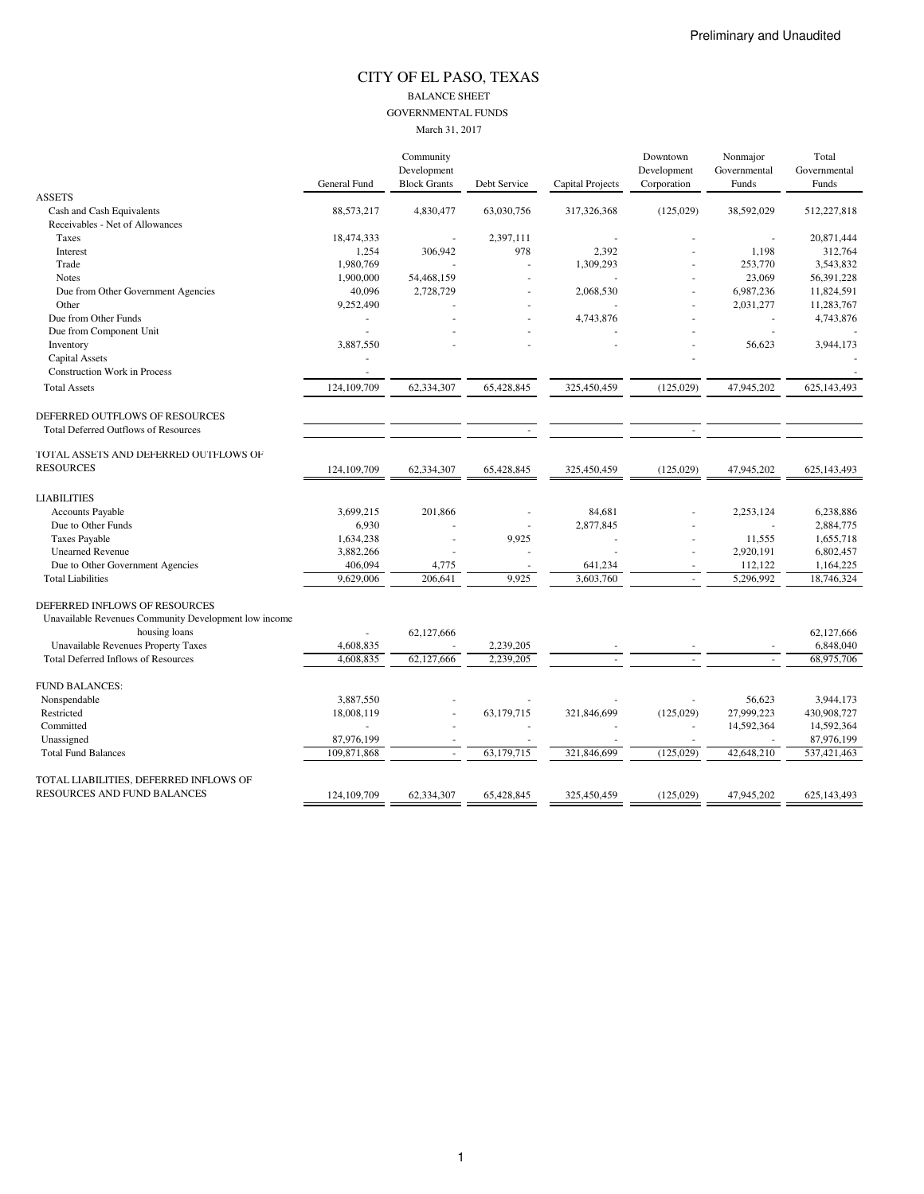Preliminary and Unaudited

# CITY OF EL PASO, TEXAS

## BALANCE SHEET

### GOVERNMENTAL FUNDS

March 31, 2017

| | General Fund | Community Development Block Grants | Debt Service | Capital Projects | Downtown Development Corporation | Nonmajor Governmental Funds | Total Governmental Funds |
|---|---|---|---|---|---|---|---|
| **ASSETS** | | | | | | | |
| Cash and Cash Equivalents | 88,573,217 | 4,830,477 | 63,030,756 | 317,326,368 | (125,029) | 38,592,029 | 512,227,818 |
| Receivables - Net of Allowances | | | | | | | |
| Taxes | 18,474,333 | - | 2,397,111 | - | - | - | 20,871,444 |
| Interest | 1,254 | 306,942 | 978 | 2,392 | - | 1,198 | 312,764 |
| Trade | 1,980,769 | - | - | 1,309,293 | - | 253,770 | 3,543,832 |
| Notes | 1,900,000 | 54,468,159 | - | - | - | 23,069 | 56,391,228 |
| Due from Other Government Agencies | 40,096 | 2,728,729 | - | 2,068,530 | - | 6,987,236 | 11,824,591 |
| Other | 9,252,490 | - | - | - | - | 2,031,277 | 11,283,767 |
| Due from Other Funds | - | - | - | 4,743,876 | - | - | 4,743,876 |
| Due from Component Unit | - | - | - | - | - | - | - |
| Inventory | 3,887,550 | - | - | - | - | 56,623 | 3,944,173 |
| Capital Assets | - | | | | - | | - |
| Construction Work in Process | - | | | | | | - |
| Total Assets | 124,109,709 | 62,334,307 | 65,428,845 | 325,450,459 | (125,029) | 47,945,202 | 625,143,493 |
| **DEFERRED OUTFLOWS OF RESOURCES** | | | | | | | |
| Total Deferred Outflows of Resources | | | - | | - | | |
| **TOTAL ASSETS AND DEFERRED OUTFLOWS OF RESOURCES** | 124,109,709 | 62,334,307 | 65,428,845 | 325,450,459 | (125,029) | 47,945,202 | 625,143,493 |
| **LIABILITIES** | | | | | | | |
| Accounts Payable | 3,699,215 | 201,866 | - | 84,681 | - | 2,253,124 | 6,238,886 |
| Due to Other Funds | 6,930 | - | - | 2,877,845 | - | - | 2,884,775 |
| Taxes Payable | 1,634,238 | - | 9,925 | - | - | 11,555 | 1,655,718 |
| Unearned Revenue | 3,882,266 | - | - | - | - | 2,920,191 | 6,802,457 |
| Due to Other Government Agencies | 406,094 | 4,775 | - | 641,234 | - | 112,122 | 1,164,225 |
| Total Liabilities | 9,629,006 | 206,641 | 9,925 | 3,603,760 | - | 5,296,992 | 18,746,324 |
| **DEFERRED INFLOWS OF RESOURCES** | | | | | | | |
| Unavailable Revenues Community Development low income housing loans | - | 62,127,666 | | | | | 62,127,666 |
| Unavailable Revenues Property Taxes | 4,608,835 | - | 2,239,205 | - | - | - | 6,848,040 |
| Total Deferred Inflows of Resources | 4,608,835 | 62,127,666 | 2,239,205 | - | - | - | 68,975,706 |
| **FUND BALANCES:** | | | | | | | |
| Nonspendable | 3,887,550 | - | - | - | - | 56,623 | 3,944,173 |
| Restricted | 18,008,119 | - | 63,179,715 | 321,846,699 | (125,029) | 27,999,223 | 430,908,727 |
| Committed | - | - | - | - | - | 14,592,364 | 14,592,364 |
| Unassigned | 87,976,199 | - | - | - | - | - | 87,976,199 |
| Total Fund Balances | 109,871,868 | - | 63,179,715 | 321,846,699 | (125,029) | 42,648,210 | 537,421,463 |
| **TOTAL LIABILITIES, DEFERRED INFLOWS OF RESOURCES AND FUND BALANCES** | 124,109,709 | 62,334,307 | 65,428,845 | 325,450,459 | (125,029) | 47,945,202 | 625,143,493 |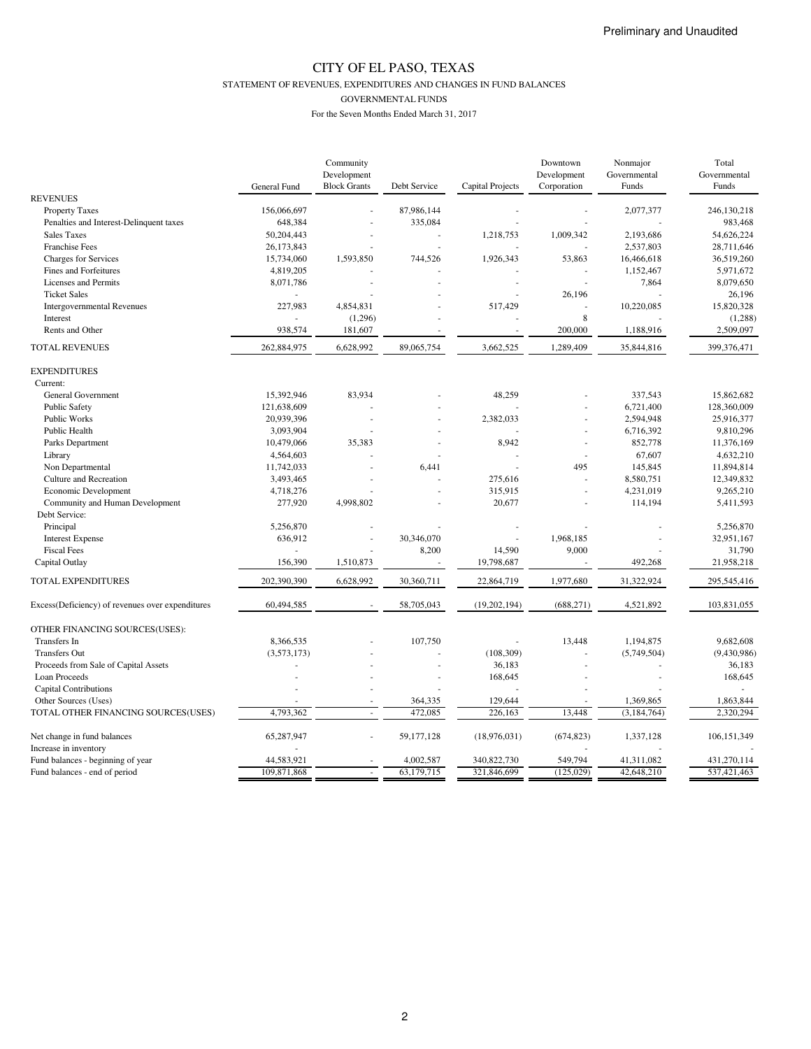Preliminary and Unaudited

# CITY OF EL PASO, TEXAS

## STATEMENT OF REVENUES, EXPENDITURES AND CHANGES IN FUND BALANCES

### GOVERNMENTAL FUNDS

For the Seven Months Ended March 31, 2017

| | General Fund | Community Development Block Grants | Debt Service | Capital Projects | Downtown Development Corporation | Nonmajor Governmental Funds | Total Governmental Funds |
|---|---|---|---|---|---|---|---|
| **REVENUES** | | | | | | | |
| Property Taxes | 156,066,697 | - | 87,986,144 | - | - | 2,077,377 | 246,130,218 |
| Penalties and Interest-Delinquent taxes | 648,384 | - | 335,084 | - | - | - | 983,468 |
| Sales Taxes | 50,204,443 | - | - | 1,218,753 | 1,009,342 | 2,193,686 | 54,626,224 |
| Franchise Fees | 26,173,843 | - | - | - | - | 2,537,803 | 28,711,646 |
| Charges for Services | 15,734,060 | 1,593,850 | 744,526 | 1,926,343 | 53,863 | 16,466,618 | 36,519,260 |
| Fines and Forfeitures | 4,819,205 | - | - | - | - | 1,152,467 | 5,971,672 |
| Licenses and Permits | 8,071,786 | - | - | - | - | 7,864 | 8,079,650 |
| Ticket Sales | - | - | - | - | 26,196 | - | 26,196 |
| Intergovernmental Revenues | 227,983 | 4,854,831 | - | 517,429 | - | 10,220,085 | 15,820,328 |
| Interest | - | (1,296) | - | - | 8 | - | (1,288) |
| Rents and Other | 938,574 | 181,607 | - | - | 200,000 | 1,188,916 | 2,509,097 |
| TOTAL REVENUES | 262,884,975 | 6,628,992 | 89,065,754 | 3,662,525 | 1,289,409 | 35,844,816 | 399,376,471 |
| **EXPENDITURES** | | | | | | | |
| Current: | | | | | | | |
| General Government | 15,392,946 | 83,934 | - | 48,259 | - | 337,543 | 15,862,682 |
| Public Safety | 121,638,609 | - | - | - | - | 6,721,400 | 128,360,009 |
| Public Works | 20,939,396 | - | - | 2,382,033 | - | 2,594,948 | 25,916,377 |
| Public Health | 3,093,904 | - | - | - | - | 6,716,392 | 9,810,296 |
| Parks Department | 10,479,066 | 35,383 | - | 8,942 | - | 852,778 | 11,376,169 |
| Library | 4,564,603 | - | - | - | - | 67,607 | 4,632,210 |
| Non Departmental | 11,742,033 | - | 6,441 | - | 495 | 145,845 | 11,894,814 |
| Culture and Recreation | 3,493,465 | - | - | 275,616 | - | 8,580,751 | 12,349,832 |
| Economic Development | 4,718,276 | - | - | 315,915 | - | 4,231,019 | 9,265,210 |
| Community and Human Development | 277,920 | 4,998,802 | - | 20,677 | - | 114,194 | 5,411,593 |
| Debt Service: | | | | | | | |
| Principal | 5,256,870 | - | - | - | - | - | 5,256,870 |
| Interest Expense | 636,912 | - | 30,346,070 | - | 1,968,185 | - | 32,951,167 |
| Fiscal Fees | - | - | 8,200 | 14,590 | 9,000 | - | 31,790 |
| Capital Outlay | 156,390 | 1,510,873 | - | 19,798,687 | - | 492,268 | 21,958,218 |
| TOTAL EXPENDITURES | 202,390,390 | 6,628,992 | 30,360,711 | 22,864,719 | 1,977,680 | 31,322,924 | 295,545,416 |
| Excess(Deficiency) of revenues over expenditures | 60,494,585 | - | 58,705,043 | (19,202,194) | (688,271) | 4,521,892 | 103,831,055 |
| **OTHER FINANCING SOURCES(USES):** | | | | | | | |
| Transfers In | 8,366,535 | - | 107,750 | - | 13,448 | 1,194,875 | 9,682,608 |
| Transfers Out | (3,573,173) | - | - | (108,309) | - | (5,749,504) | (9,430,986) |
| Proceeds from Sale of Capital Assets | - | - | - | 36,183 | - | - | 36,183 |
| Loan Proceeds | - | - | - | 168,645 | - | - | 168,645 |
| Capital Contributions | - | - | - | - | - | - | - |
| Other Sources (Uses) | - | - | 364,335 | 129,644 | - | 1,369,865 | 1,863,844 |
| TOTAL OTHER FINANCING SOURCES(USES) | 4,793,362 | - | 472,085 | 226,163 | 13,448 | (3,184,764) | 2,320,294 |
| Net change in fund balances | 65,287,947 | - | 59,177,128 | (18,976,031) | (674,823) | 1,337,128 | 106,151,349 |
| Increase in inventory | - | | | | - | - | - |
| Fund balances - beginning of year | 44,583,921 | - | 4,002,587 | 340,822,730 | 549,794 | 41,311,082 | 431,270,114 |
| Fund balances - end of period | 109,871,868 | - | 63,179,715 | 321,846,699 | (125,029) | 42,648,210 | 537,421,463 |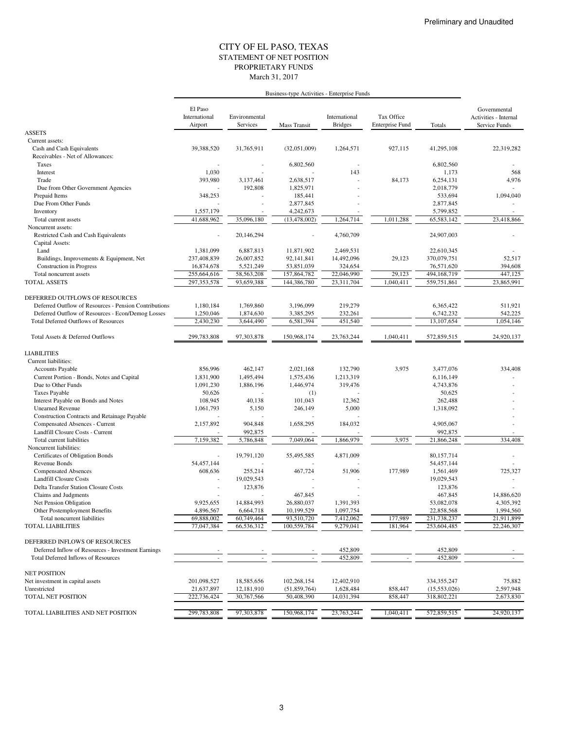Preliminary and Unaudited

# CITY OF EL PASO, TEXAS
## STATEMENT OF NET POSITION
## PROPRIETARY FUNDS
### March 31, 2017

| | Business-type Activities - Enterprise Funds | | | | | | |
|---|---|---|---|---|---|---|---|
| | El Paso International Airport | Environmental Services | Mass Transit | International Bridges | Tax Office Enterprise Fund | Totals | Governmental Activities - Internal Service Funds |
| **ASSETS** | | | | | | | |
| Current assets: | | | | | | | |
| Cash and Cash Equivalents | 39,388,520 | 31,765,911 | (32,051,009) | 1,264,571 | 927,115 | 41,295,108 | 22,319,282 |
| Receivables - Net of Allowances: | | | | | | | |
| Taxes | - | - | 6,802,560 | - | | 6,802,560 | - |
| Interest | 1,030 | - | - | 143 | | 1,173 | 568 |
| Trade | 393,980 | 3,137,461 | 2,638,517 | - | 84,173 | 6,254,131 | 4,976 |
| Due from Other Government Agencies | - | 192,808 | 1,825,971 | - | | 2,018,779 | - |
| Prepaid Items | 348,253 | - | 185,441 | - | | 533,694 | 1,094,040 |
| Due From Other Funds | - | - | 2,877,845 | - | | 2,877,845 | - |
| Inventory | 1,557,179 | - | 4,242,673 | - | | 5,799,852 | - |
| Total current assets | 41,688,962 | 35,096,180 | (13,478,002) | 1,264,714 | 1,011,288 | 65,583,142 | 23,418,866 |
| Noncurrent assets: | | | | | | | |
| Restricted Cash and Cash Equivalents | - | 20,146,294 | - | 4,760,709 | | 24,907,003 | - |
| Capital Assets: | | | | | | | |
| Land | 1,381,099 | 6,887,813 | 11,871,902 | 2,469,531 | | 22,610,345 | - |
| Buildings, Improvements & Equipment, Net | 237,408,839 | 26,007,852 | 92,141,841 | 14,492,096 | 29,123 | 370,079,751 | 52,517 |
| Construction in Progress | 16,874,678 | 5,521,249 | 53,851,039 | 324,654 | | 76,571,620 | 394,608 |
| Total noncurrent assets | 255,664,616 | 58,563,208 | 157,864,782 | 22,046,990 | 29,123 | 494,168,719 | 447,125 |
| TOTAL ASSETS | 297,353,578 | 93,659,388 | 144,386,780 | 23,311,704 | 1,040,411 | 559,751,861 | 23,865,991 |
| **DEFERRED OUTFLOWS OF RESOURCES** | | | | | | | |
| Deferred Outflow of Resources - Pension Contributions | 1,180,184 | 1,769,860 | 3,196,099 | 219,279 | | 6,365,422 | 511,921 |
| Deferred Outflow of Resources - Econ/Demog Losses | 1,250,046 | 1,874,630 | 3,385,295 | 232,261 | | 6,742,232 | 542,225 |
| Total Deferred Outflows of Resources | 2,430,230 | 3,644,490 | 6,581,394 | 451,540 | | 13,107,654 | 1,054,146 |
| Total Assets & Deferred Outflows | 299,783,808 | 97,303,878 | 150,968,174 | 23,763,244 | 1,040,411 | 572,859,515 | 24,920,137 |
| **LIABILITIES** | | | | | | | |
| Current liabilities: | | | | | | | |
| Accounts Payable | 856,996 | 462,147 | 2,021,168 | 132,790 | 3,975 | 3,477,076 | 334,408 |
| Current Portion - Bonds, Notes and Capital | 1,831,900 | 1,495,494 | 1,575,436 | 1,213,319 | | 6,116,149 | - |
| Due to Other Funds | 1,091,230 | 1,886,196 | 1,446,974 | 319,476 | | 4,743,876 | - |
| Taxes Payable | 50,626 | - | (1) | - | | 50,625 | - |
| Interest Payable on Bonds and Notes | 108,945 | 40,138 | 101,043 | 12,362 | | 262,488 | - |
| Unearned Revenue | 1,061,793 | 5,150 | 246,149 | 5,000 | | 1,318,092 | - |
| Construction Contracts and Retainage Payable | - | - | - | - | | - | - |
| Compensated Absences - Current | 2,157,892 | 904,848 | 1,658,295 | 184,032 | | 4,905,067 | - |
| Landfill Closure Costs - Current | - | 992,875 | - | - | | 992,875 | - |
| Total current liabilities | 7,159,382 | 5,786,848 | 7,049,064 | 1,866,979 | 3,975 | 21,866,248 | 334,408 |
| Noncurrent liabilities: | | | | | | | |
| Certificates of Obligation Bonds | - | 19,791,120 | 55,495,585 | 4,871,009 | | 80,157,714 | - |
| Revenue Bonds | 54,457,144 | - | - | - | | 54,457,144 | - |
| Compensated Absences | 608,636 | 255,214 | 467,724 | 51,906 | 177,989 | 1,561,469 | 725,327 |
| Landfill Closure Costs | - | 19,029,543 | - | - | | 19,029,543 | - |
| Delta Transfer Station Closure Costs | - | 123,876 | - | - | | 123,876 | - |
| Claims and Judgments | - | - | 467,845 | - | | 467,845 | 14,886,620 |
| Net Pension Obligation | 9,925,655 | 14,884,993 | 26,880,037 | 1,391,393 | | 53,082,078 | 4,305,392 |
| Other Postemployment Benefits | 4,896,567 | 6,664,718 | 10,199,529 | 1,097,754 | | 22,858,568 | 1,994,560 |
| Total noncurrent liabilities | 69,888,002 | 60,749,464 | 93,510,720 | 7,412,062 | 177,989 | 231,738,237 | 21,911,899 |
| TOTAL LIABILITIES | 77,047,384 | 66,536,312 | 100,559,784 | 9,279,041 | 181,964 | 253,604,485 | 22,246,307 |
| **DEFERRED INFLOWS OF RESOURCES** | | | | | | | |
| Deferred Inflow of Resources - Investment Earnings | - | - | - | 452,809 | | 452,809 | - |
| Total Deferred Inflows of Resources | - | - | - | 452,809 | - | 452,809 | - |
| **NET POSITION** | | | | | | | |
| Net investment in capital assets | 201,098,527 | 18,585,656 | 102,268,154 | 12,402,910 | | 334,355,247 | 75,882 |
| Unrestricted | 21,637,897 | 12,181,910 | (51,859,764) | 1,628,484 | 858,447 | (15,553,026) | 2,597,948 |
| TOTAL NET POSITION | 222,736,424 | 30,767,566 | 50,408,390 | 14,031,394 | 858,447 | 318,802,221 | 2,673,830 |
| TOTAL LIABILITIES AND NET POSITION | 299,783,808 | 97,303,878 | 150,968,174 | 23,763,244 | 1,040,411 | 572,859,515 | 24,920,137 |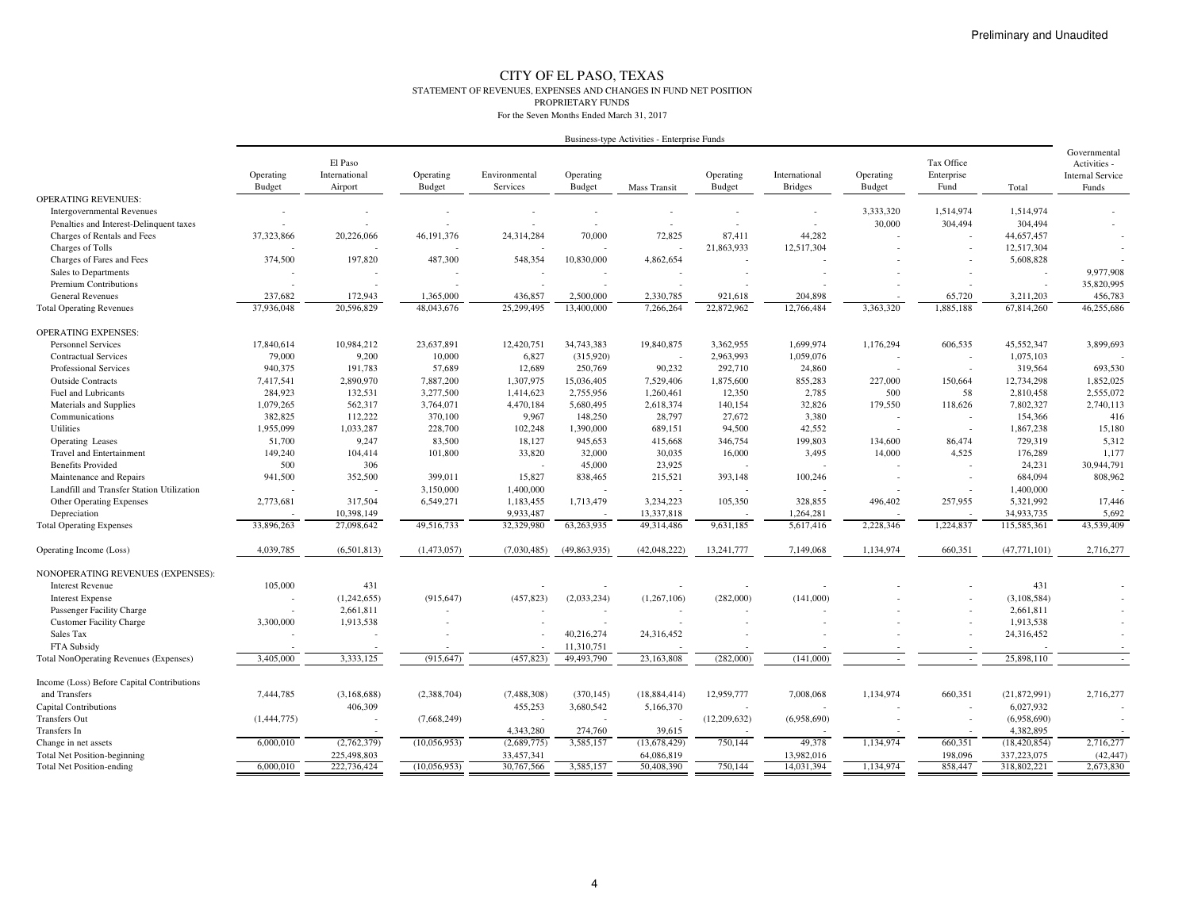Preliminary and Unaudited

# CITY OF EL PASO, TEXAS

STATEMENT OF REVENUES, EXPENSES AND CHANGES IN FUND NET POSITION

PROPRIETARY FUNDS

For the Seven Months Ended March 31, 2017

| | Business-type Activities - Enterprise Funds | | | | | | | | | | | |
|---|---|---|---|---|---|---|---|---|---|---|---|---|
| | Operating Budget | El Paso International Airport | Operating Budget | Environmental Services | Operating Budget | Mass Transit | Operating Budget | International Bridges | Operating Budget | Tax Office Enterprise Fund | Total | Governmental Activities - Internal Service Funds |
| OPERATING REVENUES: | | | | | | | | | | | | |
| Intergovernmental Revenues | - | - | - | - | - | - | - | - | 3,333,320 | 1,514,974 | 1,514,974 | - |
| Penalties and Interest-Delinquent taxes | - | - | - | - | - | - | - | - | 30,000 | 304,494 | 304,494 | - |
| Charges of Rentals and Fees | 37,323,866 | 20,226,066 | 46,191,376 | 24,314,284 | 70,000 | 72,825 | 87,411 | 44,282 | - | - | 44,657,457 | - |
| Charges of Tolls | - | - | - | - | - | - | 21,863,933 | 12,517,304 | - | - | 12,517,304 | - |
| Charges of Fares and Fees | 374,500 | 197,820 | 487,300 | 548,354 | 10,830,000 | 4,862,654 | - | - | - | - | 5,608,828 | - |
| Sales to Departments | - | - | - | - | - | - | - | - | - | - | - | 9,977,908 |
| Premium Contributions | - | - | - | - | - | - | - | - | - | - | - | 35,820,995 |
| General Revenues | 237,682 | 172,943 | 1,365,000 | 436,857 | 2,500,000 | 2,330,785 | 921,618 | 204,898 | - | 65,720 | 3,211,203 | 456,783 |
| Total Operating Revenues | 37,936,048 | 20,596,829 | 48,043,676 | 25,299,495 | 13,400,000 | 7,266,264 | 22,872,962 | 12,766,484 | 3,363,320 | 1,885,188 | 67,814,260 | 46,255,686 |
| OPERATING EXPENSES: | | | | | | | | | | | | |
| Personnel Services | 17,840,614 | 10,984,212 | 23,637,891 | 12,420,751 | 34,743,383 | 19,840,875 | 3,362,955 | 1,699,974 | 1,176,294 | 606,535 | 45,552,347 | 3,899,693 |
| Contractual Services | 79,000 | 9,200 | 10,000 | 6,827 | (315,920) | - | 2,963,993 | 1,059,076 | - | - | 1,075,103 | - |
| Professional Services | 940,375 | 191,783 | 57,689 | 12,689 | 250,769 | 90,232 | 292,710 | 24,860 | - | - | 319,564 | 693,530 |
| Outside Contracts | 7,417,541 | 2,890,970 | 7,887,200 | 1,307,975 | 15,036,405 | 7,529,406 | 1,875,600 | 855,283 | 227,000 | 150,664 | 12,734,298 | 1,852,025 |
| Fuel and Lubricants | 284,923 | 132,531 | 3,277,500 | 1,414,623 | 2,755,956 | 1,260,461 | 12,350 | 2,785 | 500 | 58 | 2,810,458 | 2,555,072 |
| Materials and Supplies | 1,079,265 | 562,317 | 3,764,071 | 4,470,184 | 5,680,495 | 2,618,374 | 140,154 | 32,826 | 179,550 | 118,626 | 7,802,327 | 2,740,113 |
| Communications | 382,825 | 112,222 | 370,100 | 9,967 | 148,250 | 28,797 | 27,672 | 3,380 | - | - | 154,366 | 416 |
| Utilities | 1,955,099 | 1,033,287 | 228,700 | 102,248 | 1,390,000 | 689,151 | 94,500 | 42,552 | - | - | 1,867,238 | 15,180 |
| Operating Leases | 51,700 | 9,247 | 83,500 | 18,127 | 945,653 | 415,668 | 346,754 | 199,803 | 134,600 | 86,474 | 729,319 | 5,312 |
| Travel and Entertainment | 149,240 | 104,414 | 101,800 | 33,820 | 32,000 | 30,035 | 16,000 | 3,495 | 14,000 | 4,525 | 176,289 | 1,177 |
| Benefits Provided | 500 | 306 | | - | 45,000 | 23,925 | - | - | - | - | 24,231 | 30,944,791 |
| Maintenance and Repairs | 941,500 | 352,500 | 399,011 | 15,827 | 838,465 | 215,521 | 393,148 | 100,246 | - | - | 684,094 | 808,962 |
| Landfill and Transfer Station Utilization | - | - | 3,150,000 | 1,400,000 | - | - | - | - | - | - | 1,400,000 | - |
| Other Operating Expenses | 2,773,681 | 317,504 | 6,549,271 | 1,183,455 | 1,713,479 | 3,234,223 | 105,350 | 328,855 | 496,402 | 257,955 | 5,321,992 | 17,446 |
| Depreciation | - | 10,398,149 | | 9,933,487 | - | 13,337,818 | - | 1,264,281 | - | - | 34,933,735 | 5,692 |
| Total Operating Expenses | 33,896,263 | 27,098,642 | 49,516,733 | 32,329,980 | 63,263,935 | 49,314,486 | 9,631,185 | 5,617,416 | 2,228,346 | 1,224,837 | 115,585,361 | 43,539,409 |
| Operating Income (Loss) | 4,039,785 | (6,501,813) | (1,473,057) | (7,030,485) | (49,863,935) | (42,048,222) | 13,241,777 | 7,149,068 | 1,134,974 | 660,351 | (47,771,101) | 2,716,277 |
| NONOPERATING REVENUES (EXPENSES): | | | | | | | | | | | | |
| Interest Revenue | 105,000 | 431 | | - | - | - | - | - | - | - | 431 | - |
| Interest Expense | - | (1,242,655) | (915,647) | (457,823) | (2,033,234) | (1,267,106) | (282,000) | (141,000) | - | - | (3,108,584) | - |
| Passenger Facility Charge | - | 2,661,811 | - | - | - | - | - | - | - | - | 2,661,811 | - |
| Customer Facility Charge | 3,300,000 | 1,913,538 | - | - | - | - | - | - | - | - | 1,913,538 | - |
| Sales Tax | - | - | - | - | 40,216,274 | 24,316,452 | - | - | - | - | 24,316,452 | - |
| FTA Subsidy | - | - | - | - | 11,310,751 | - | - | - | - | - | - | - |
| Total NonOperating Revenues (Expenses) | 3,405,000 | 3,333,125 | (915,647) | (457,823) | 49,493,790 | 23,163,808 | (282,000) | (141,000) | - | - | 25,898,110 | - |
| Income (Loss) Before Capital Contributions and Transfers | 7,444,785 | (3,168,688) | (2,388,704) | (7,488,308) | (370,145) | (18,884,414) | 12,959,777 | 7,008,068 | 1,134,974 | 660,351 | (21,872,991) | 2,716,277 |
| Capital Contributions | | 406,309 | | 455,253 | 3,680,542 | 5,166,370 | - | - | - | - | 6,027,932 | - |
| Transfers Out | (1,444,775) | - | (7,668,249) | - | - | - | (12,209,632) | (6,958,690) | - | - | (6,958,690) | - |
| Transfers In | | - | | 4,343,280 | 274,760 | 39,615 | - | - | - | - | 4,382,895 | - |
| Change in net assets | 6,000,010 | (2,762,379) | (10,056,953) | (2,689,775) | 3,585,157 | (13,678,429) | 750,144 | 49,378 | 1,134,974 | 660,351 | (18,420,854) | 2,716,277 |
| Total Net Position-beginning | | 225,498,803 | | 33,457,341 | | 64,086,819 | | 13,982,016 | | 198,096 | 337,223,075 | (42,447) |
| Total Net Position-ending | 6,000,010 | 222,736,424 | (10,056,953) | 30,767,566 | 3,585,157 | 50,408,390 | 750,144 | 14,031,394 | 1,134,974 | 858,447 | 318,802,221 | 2,673,830 |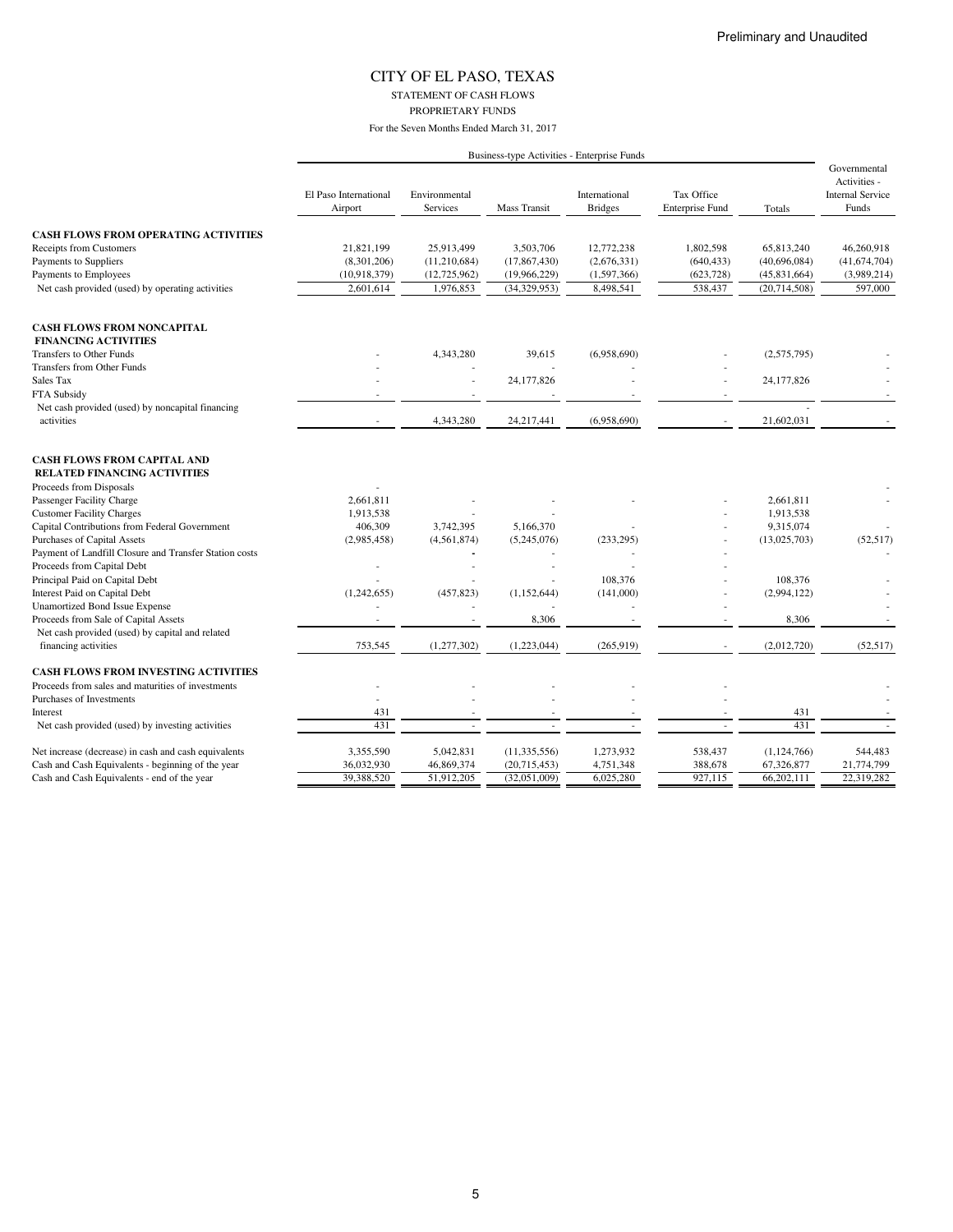Preliminary and Unaudited

# CITY OF EL PASO, TEXAS

STATEMENT OF CASH FLOWS

PROPRIETARY FUNDS

For the Seven Months Ended March 31, 2017

| | Business-type Activities - Enterprise Funds | | | | | | Governmental Activities - Internal Service Funds |
|---|---|---|---|---|---|---|---|
| | El Paso International Airport | Environmental Services | Mass Transit | International Bridges | Tax Office Enterprise Fund | Totals | |
| **CASH FLOWS FROM OPERATING ACTIVITIES** | | | | | | | |
| Receipts from Customers | 21,821,199 | 25,913,499 | 3,503,706 | 12,772,238 | 1,802,598 | 65,813,240 | 46,260,918 |
| Payments to Suppliers | (8,301,206) | (11,210,684) | (17,867,430) | (2,676,331) | (640,433) | (40,696,084) | (41,674,704) |
| Payments to Employees | (10,918,379) | (12,725,962) | (19,966,229) | (1,597,366) | (623,728) | (45,831,664) | (3,989,214) |
| Net cash provided (used) by operating activities | 2,601,614 | 1,976,853 | (34,329,953) | 8,498,541 | 538,437 | (20,714,508) | 597,000 |
| **CASH FLOWS FROM NONCAPITAL FINANCING ACTIVITIES** | | | | | | | |
| Transfers to Other Funds | - | 4,343,280 | 39,615 | (6,958,690) | - | (2,575,795) | - |
| Transfers from Other Funds | - | - | - | - | - | | - |
| Sales Tax | - | - | 24,177,826 | - | - | 24,177,826 | - |
| FTA Subsidy | - | - | - | - | - | | - |
| Net cash provided (used) by noncapital financing activities | - | 4,343,280 | 24,217,441 | (6,958,690) | - | 21,602,031 | - |
| **CASH FLOWS FROM CAPITAL AND RELATED FINANCING ACTIVITIES** | | | | | | | |
| Proceeds from Disposals | - | | | | | | - |
| Passenger Facility Charge | 2,661,811 | - | - | - | - | 2,661,811 | - |
| Customer Facility Charges | 1,913,538 | - | - | - | - | 1,913,538 | |
| Capital Contributions from Federal Government | 406,309 | 3,742,395 | 5,166,370 | - | - | 9,315,074 | - |
| Purchases of Capital Assets | (2,985,458) | (4,561,874) | (5,245,076) | (233,295) | - | (13,025,703) | (52,517) |
| Payment of Landfill Closure and Transfer Station costs | | - | - | - | - | | - |
| Proceeds from Capital Debt | - | - | - | - | - | | |
| Principal Paid on Capital Debt | - | - | - | 108,376 | - | 108,376 | - |
| Interest Paid on Capital Debt | (1,242,655) | (457,823) | (1,152,644) | (141,000) | - | (2,994,122) | - |
| Unamortized Bond Issue Expense | - | - | - | - | - | | - |
| Proceeds from Sale of Capital Assets | - | - | 8,306 | - | - | 8,306 | - |
| Net cash provided (used) by capital and related financing activities | 753,545 | (1,277,302) | (1,223,044) | (265,919) | - | (2,012,720) | (52,517) |
| **CASH FLOWS FROM INVESTING ACTIVITIES** | | | | | | | |
| Proceeds from sales and maturities of investments | - | - | - | - | - | | - |
| Purchases of Investments | - | - | - | - | - | | - |
| Interest | 431 | - | - | - | - | 431 | - |
| Net cash provided (used) by investing activities | 431 | - | - | - | - | 431 | - |
| Net increase (decrease) in cash and cash equivalents | 3,355,590 | 5,042,831 | (11,335,556) | 1,273,932 | 538,437 | (1,124,766) | 544,483 |
| Cash and Cash Equivalents - beginning of the year | 36,032,930 | 46,869,374 | (20,715,453) | 4,751,348 | 388,678 | 67,326,877 | 21,774,799 |
| Cash and Cash Equivalents - end of the year | 39,388,520 | 51,912,205 | (32,051,009) | 6,025,280 | 927,115 | 66,202,111 | 22,319,282 |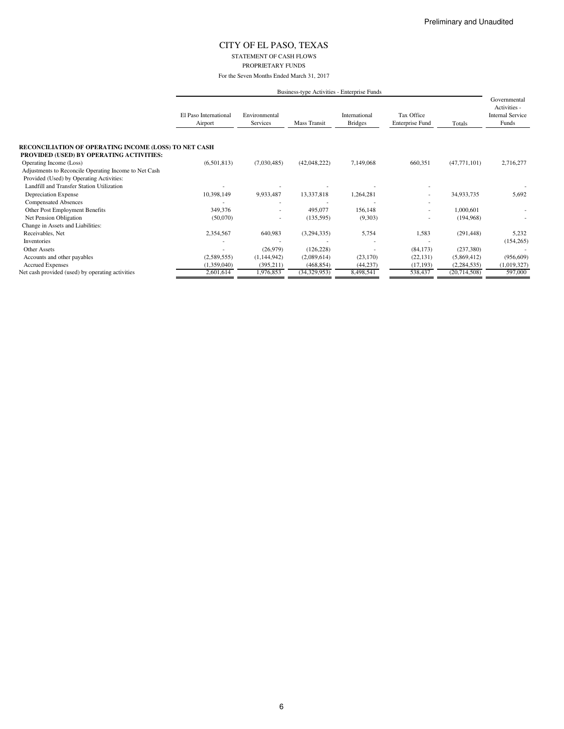Preliminary and Unaudited

# CITY OF EL PASO, TEXAS

STATEMENT OF CASH FLOWS

PROPRIETARY FUNDS

For the Seven Months Ended March 31, 2017

| | Business-type Activities - Enterprise Funds | | | | | | Governmental Activities - Internal Service Funds |
|---|---|---|---|---|---|---|---|
| | El Paso International Airport | Environmental Services | Mass Transit | International Bridges | Tax Office Enterprise Fund | Totals | |
| **RECONCILIATION OF OPERATING INCOME (LOSS) TO NET CASH PROVIDED (USED) BY OPERATING ACTIVITIES:** | | | | | | | |
| Operating Income (Loss) | (6,501,813) | (7,030,485) | (42,048,222) | 7,149,068 | 660,351 | (47,771,101) | 2,716,277 |
| Adjustments to Reconcile Operating Income to Net Cash Provided (Used) by Operating Activities: | | | | | | | |
| Landfill and Transfer Station Utilization | - | - | - | - | - | | - |
| Depreciation Expense | 10,398,149 | 9,933,487 | 13,337,818 | 1,264,281 | - | 34,933,735 | 5,692 |
| Compensated Absences | - | - | - | - | - | | |
| Other Post Employment Benefits | 349,376 | - | 495,077 | 156,148 | - | 1,000,601 | - |
| Net Pension Obligation | (50,070) | - | (135,595) | (9,303) | - | (194,968) | - |
| Change in Assets and Liabilities: | | | | | | | |
| Receivables, Net | 2,354,567 | 640,983 | (3,294,335) | 5,754 | 1,583 | (291,448) | 5,232 |
| Inventories | - | - | - | - | - | | (154,265) |
| Other Assets | - | (26,979) | (126,228) | - | (84,173) | (237,380) | - |
| Accounts and other payables | (2,589,555) | (1,144,942) | (2,089,614) | (23,170) | (22,131) | (5,869,412) | (956,609) |
| Accrued Expenses | (1,359,040) | (395,211) | (468,854) | (44,237) | (17,193) | (2,284,535) | (1,019,327) |
| Net cash provided (used) by operating activities | 2,601,614 | 1,976,853 | (34,329,953) | 8,498,541 | 538,437 | (20,714,508) | 597,000 |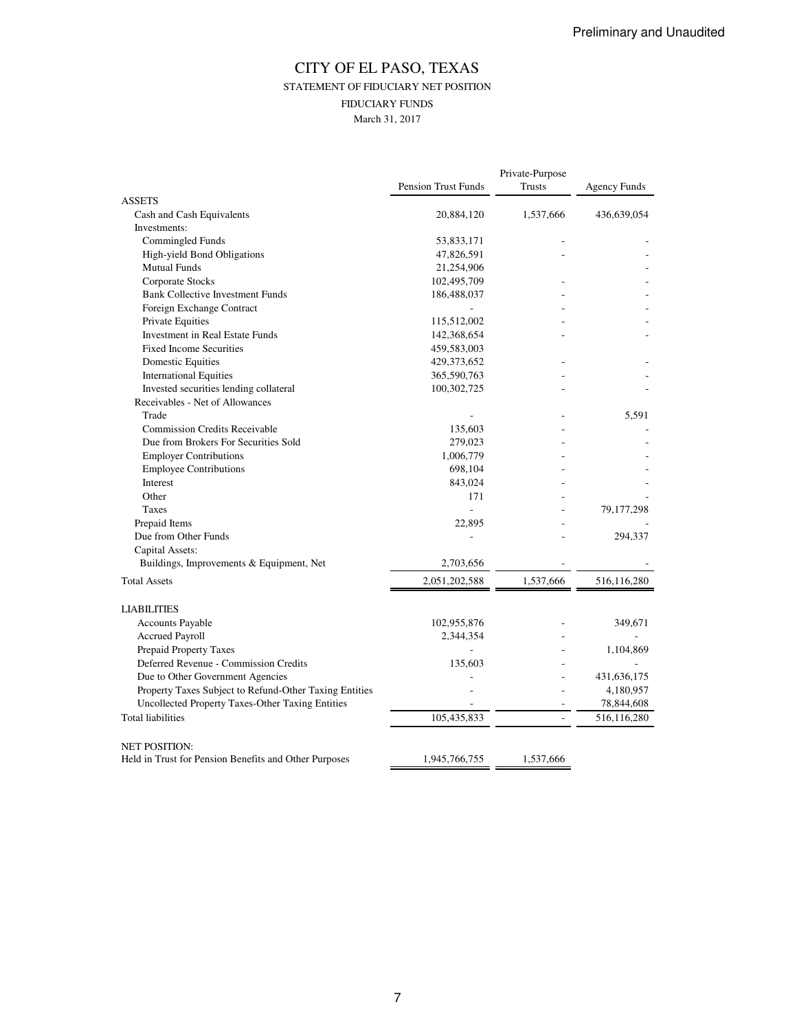Preliminary and Unaudited

# CITY OF EL PASO, TEXAS

## STATEMENT OF FIDUCIARY NET POSITION

### FIDUCIARY FUNDS

March 31, 2017

| | Pension Trust Funds | Private-Purpose Trusts | Agency Funds |
|---|---|---|---|
| **ASSETS** | | | |
| Cash and Cash Equivalents | 20,884,120 | 1,537,666 | 436,639,054 |
| Investments: | | | |
| Commingled Funds | 53,833,171 | - | - |
| High-yield Bond Obligations | 47,826,591 | - | - |
| Mutual Funds | 21,254,906 | | - |
| Corporate Stocks | 102,495,709 | - | - |
| Bank Collective Investment Funds | 186,488,037 | - | - |
| Foreign Exchange Contract | - | - | - |
| Private Equities | 115,512,002 | - | - |
| Investment in Real Estate Funds | 142,368,654 | - | - |
| Fixed Income Securities | 459,583,003 | | |
| Domestic Equities | 429,373,652 | - | - |
| International Equities | 365,590,763 | - | - |
| Invested securities lending collateral | 100,302,725 | - | - |
| Receivables - Net of Allowances | | | |
| Trade | - | - | 5,591 |
| Commission Credits Receivable | 135,603 | - | - |
| Due from Brokers For Securities Sold | 279,023 | - | - |
| Employer Contributions | 1,006,779 | - | - |
| Employee Contributions | 698,104 | - | - |
| Interest | 843,024 | - | - |
| Other | 171 | - | - |
| Taxes | - | - | 79,177,298 |
| Prepaid Items | 22,895 | - | - |
| Due from Other Funds | - | - | 294,337 |
| Capital Assets: | | | |
| Buildings, Improvements & Equipment, Net | 2,703,656 | - | - |
| Total Assets | 2,051,202,588 | 1,537,666 | 516,116,280 |
| **LIABILITIES** | | | |
| Accounts Payable | 102,955,876 | - | 349,671 |
| Accrued Payroll | 2,344,354 | - | - |
| Prepaid Property Taxes | - | - | 1,104,869 |
| Deferred Revenue - Commission Credits | 135,603 | - | - |
| Due to Other Government Agencies | - | - | 431,636,175 |
| Property Taxes Subject to Refund-Other Taxing Entities | - | - | 4,180,957 |
| Uncollected Property Taxes-Other Taxing Entities | - | - | 78,844,608 |
| Total liabilities | 105,435,833 | - | 516,116,280 |
| **NET POSITION:** | | | |
| Held in Trust for Pension Benefits and Other Purposes | 1,945,766,755 | 1,537,666 | |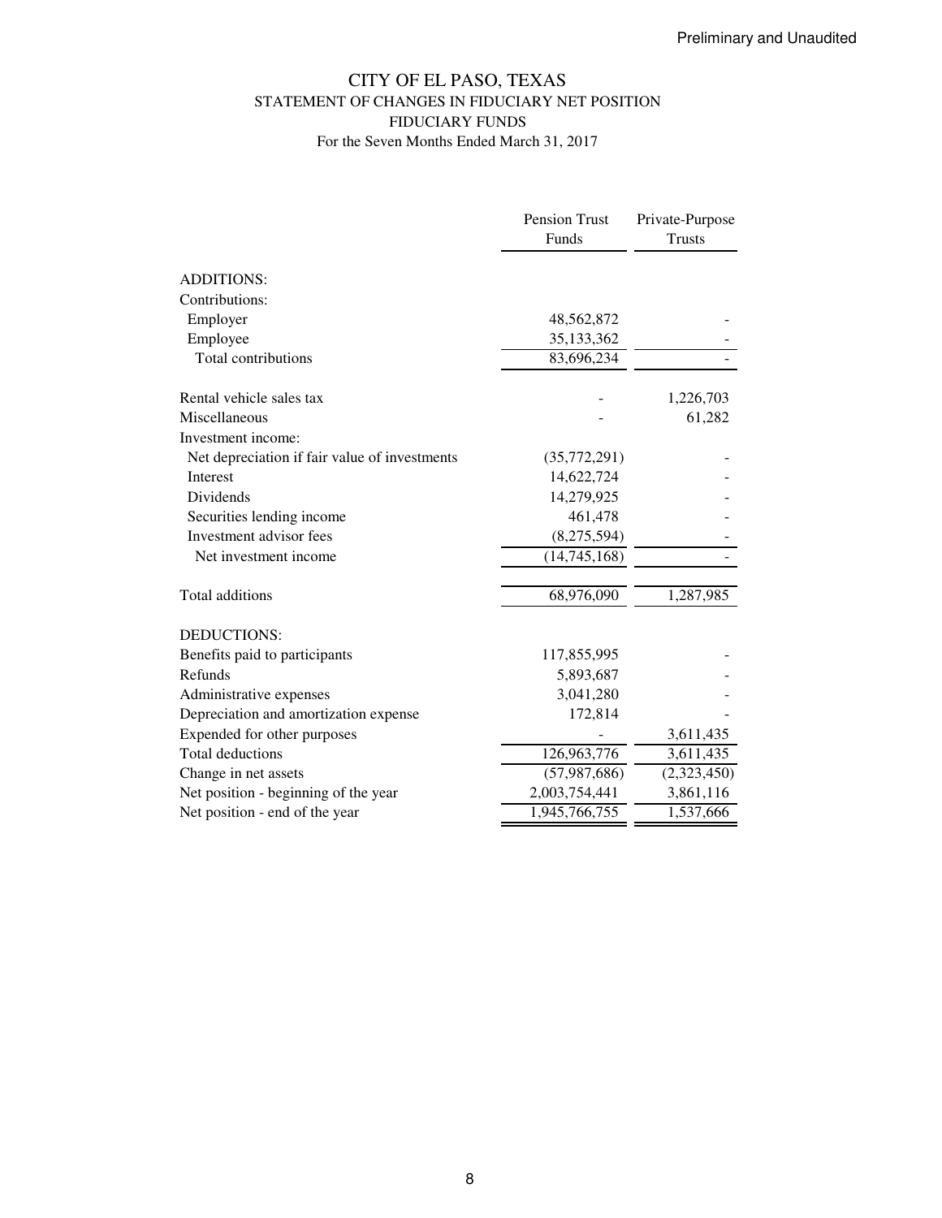Preliminary and Unaudited

# CITY OF EL PASO, TEXAS
## STATEMENT OF CHANGES IN FIDUCIARY NET POSITION
## FIDUCIARY FUNDS
### For the Seven Months Ended March 31, 2017

| | Pension Trust Funds | Private-Purpose Trusts |
|---|---|---|
| ADDITIONS: | | |
| Contributions: | | |
| Employer | 48,562,872 | - |
| Employee | 35,133,362 | - |
| Total contributions | 83,696,234 | - |
| | | |
| Rental vehicle sales tax | - | 1,226,703 |
| Miscellaneous | - | 61,282 |
| Investment income: | | |
| Net depreciation if fair value of investments | (35,772,291) | - |
| Interest | 14,622,724 | - |
| Dividends | 14,279,925 | - |
| Securities lending income | 461,478 | - |
| Investment advisor fees | (8,275,594) | - |
| Net investment income | (14,745,168) | - |
| | | |
| Total additions | 68,976,090 | 1,287,985 |
| | | |
| DEDUCTIONS: | | |
| Benefits paid to participants | 117,855,995 | - |
| Refunds | 5,893,687 | - |
| Administrative expenses | 3,041,280 | - |
| Depreciation and amortization expense | 172,814 | - |
| Expended for other purposes | - | 3,611,435 |
| Total deductions | 126,963,776 | 3,611,435 |
| Change in net assets | (57,987,686) | (2,323,450) |
| Net position - beginning of the year | 2,003,754,441 | 3,861,116 |
| Net position - end of the year | 1,945,766,755 | 1,537,666 |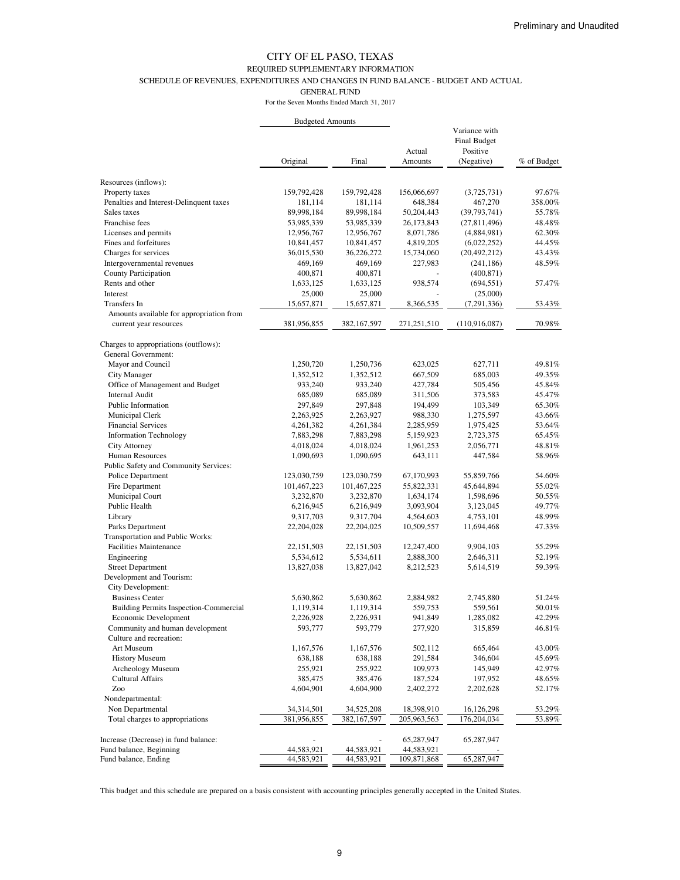Preliminary and Unaudited

# CITY OF EL PASO, TEXAS

## REQUIRED SUPPLEMENTARY INFORMATION

### SCHEDULE OF REVENUES, EXPENDITURES AND CHANGES IN FUND BALANCE - BUDGET AND ACTUAL

GENERAL FUND

For the Seven Months Ended March 31, 2017

| | Budgeted Amounts | | | | |
|---|---|---|---|---|---|
| | Original | Final | Actual Amounts | Variance with Final Budget Positive (Negative) | % of Budget |
| Resources (inflows): | | | | | |
| Property taxes | 159,792,428 | 159,792,428 | 156,066,697 | (3,725,731) | 97.67% |
| Penalties and Interest-Delinquent taxes | 181,114 | 181,114 | 648,384 | 467,270 | 358.00% |
| Sales taxes | 89,998,184 | 89,998,184 | 50,204,443 | (39,793,741) | 55.78% |
| Franchise fees | 53,985,339 | 53,985,339 | 26,173,843 | (27,811,496) | 48.48% |
| Licenses and permits | 12,956,767 | 12,956,767 | 8,071,786 | (4,884,981) | 62.30% |
| Fines and forfeitures | 10,841,457 | 10,841,457 | 4,819,205 | (6,022,252) | 44.45% |
| Charges for services | 36,015,530 | 36,226,272 | 15,734,060 | (20,492,212) | 43.43% |
| Intergovernmental revenues | 469,169 | 469,169 | 227,983 | (241,186) | 48.59% |
| County Participation | 400,871 | 400,871 | - | (400,871) | |
| Rents and other | 1,633,125 | 1,633,125 | 938,574 | (694,551) | 57.47% |
| Interest | 25,000 | 25,000 | - | (25,000) | |
| Transfers In | 15,657,871 | 15,657,871 | 8,366,535 | (7,291,336) | 53.43% |
| Amounts available for appropriation from current year resources | 381,956,855 | 382,167,597 | 271,251,510 | (110,916,087) | 70.98% |
| Charges to appropriations (outflows): | | | | | |
| General Government: | | | | | |
| Mayor and Council | 1,250,720 | 1,250,736 | 623,025 | 627,711 | 49.81% |
| City Manager | 1,352,512 | 1,352,512 | 667,509 | 685,003 | 49.35% |
| Office of Management and Budget | 933,240 | 933,240 | 427,784 | 505,456 | 45.84% |
| Internal Audit | 685,089 | 685,089 | 311,506 | 373,583 | 45.47% |
| Public Information | 297,849 | 297,848 | 194,499 | 103,349 | 65.30% |
| Municipal Clerk | 2,263,925 | 2,263,927 | 988,330 | 1,275,597 | 43.66% |
| Financial Services | 4,261,382 | 4,261,384 | 2,285,959 | 1,975,425 | 53.64% |
| Information Technology | 7,883,298 | 7,883,298 | 5,159,923 | 2,723,375 | 65.45% |
| City Attorney | 4,018,024 | 4,018,024 | 1,961,253 | 2,056,771 | 48.81% |
| Human Resources | 1,090,693 | 1,090,695 | 643,111 | 447,584 | 58.96% |
| Public Safety and Community Services: | | | | | |
| Police Department | 123,030,759 | 123,030,759 | 67,170,993 | 55,859,766 | 54.60% |
| Fire Department | 101,467,223 | 101,467,225 | 55,822,331 | 45,644,894 | 55.02% |
| Municipal Court | 3,232,870 | 3,232,870 | 1,634,174 | 1,598,696 | 50.55% |
| Public Health | 6,216,945 | 6,216,949 | 3,093,904 | 3,123,045 | 49.77% |
| Library | 9,317,703 | 9,317,704 | 4,564,603 | 4,753,101 | 48.99% |
| Parks Department | 22,204,028 | 22,204,025 | 10,509,557 | 11,694,468 | 47.33% |
| Transportation and Public Works: | | | | | |
| Facilities Maintenance | 22,151,503 | 22,151,503 | 12,247,400 | 9,904,103 | 55.29% |
| Engineering | 5,534,612 | 5,534,611 | 2,888,300 | 2,646,311 | 52.19% |
| Street Department | 13,827,038 | 13,827,042 | 8,212,523 | 5,614,519 | 59.39% |
| Development and Tourism: | | | | | |
| City Development: | | | | | |
| Business Center | 5,630,862 | 5,630,862 | 2,884,982 | 2,745,880 | 51.24% |
| Building Permits Inspection-Commercial | 1,119,314 | 1,119,314 | 559,753 | 559,561 | 50.01% |
| Economic Development | 2,226,928 | 2,226,931 | 941,849 | 1,285,082 | 42.29% |
| Community and human development | 593,777 | 593,779 | 277,920 | 315,859 | 46.81% |
| Culture and recreation: | | | | | |
| Art Museum | 1,167,576 | 1,167,576 | 502,112 | 665,464 | 43.00% |
| History Museum | 638,188 | 638,188 | 291,584 | 346,604 | 45.69% |
| Archeology Museum | 255,921 | 255,922 | 109,973 | 145,949 | 42.97% |
| Cultural Affairs | 385,475 | 385,476 | 187,524 | 197,952 | 48.65% |
| Zoo | 4,604,901 | 4,604,900 | 2,402,272 | 2,202,628 | 52.17% |
| Nondepartmental: | | | | | |
| Non Departmental | 34,314,501 | 34,525,208 | 18,398,910 | 16,126,298 | 53.29% |
| Total charges to appropriations | 381,956,855 | 382,167,597 | 205,963,563 | 176,204,034 | 53.89% |
| Increase (Decrease) in fund balance: | - | - | 65,287,947 | 65,287,947 | |
| Fund balance, Beginning | 44,583,921 | 44,583,921 | 44,583,921 | - | |
| Fund balance, Ending | 44,583,921 | 44,583,921 | 109,871,868 | 65,287,947 | |

This budget and this schedule are prepared on a basis consistent with accounting principles generally accepted in the United States.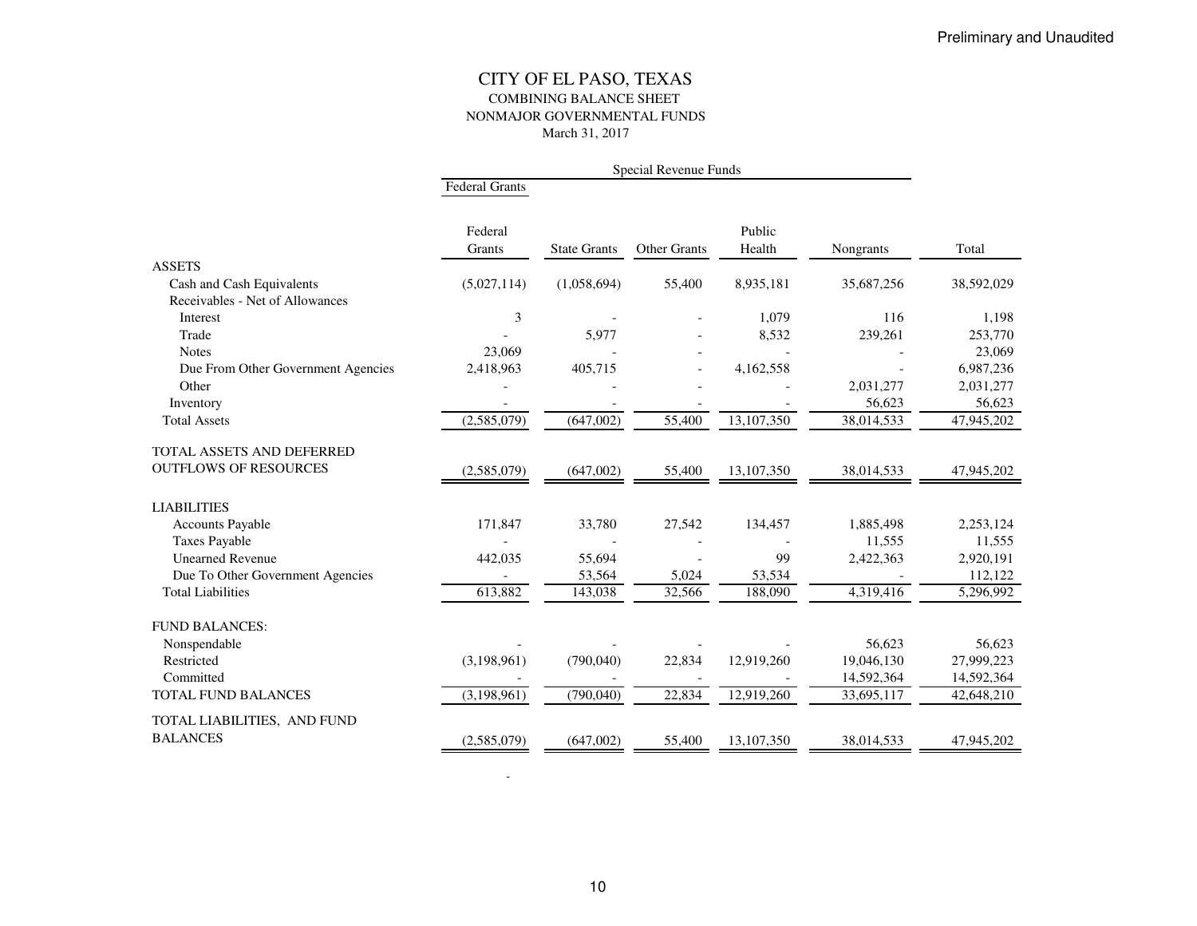Preliminary and Unaudited

# CITY OF EL PASO, TEXAS

## COMBINING BALANCE SHEET

## NONMAJOR GOVERNMENTAL FUNDS

March 31, 2017

| | Special Revenue Funds | | | | | |
|---|---|---|---|---|---|---|
| | Federal Grants | | | | | |
| | Federal Grants | State Grants | Other Grants | Public Health | Nongrants | Total |
| **ASSETS** | | | | | | |
| Cash and Cash Equivalents | (5,027,114) | (1,058,694) | 55,400 | 8,935,181 | 35,687,256 | 38,592,029 |
| Receivables - Net of Allowances | | | | | | |
| Interest | 3 | - | - | 1,079 | 116 | 1,198 |
| Trade | - | 5,977 | - | 8,532 | 239,261 | 253,770 |
| Notes | 23,069 | - | - | - | - | 23,069 |
| Due From Other Government Agencies | 2,418,963 | 405,715 | - | 4,162,558 | - | 6,987,236 |
| Other | - | - | - | - | 2,031,277 | 2,031,277 |
| Inventory | - | - | - | - | 56,623 | 56,623 |
| Total Assets | (2,585,079) | (647,002) | 55,400 | 13,107,350 | 38,014,533 | 47,945,202 |
| TOTAL ASSETS AND DEFERRED OUTFLOWS OF RESOURCES | (2,585,079) | (647,002) | 55,400 | 13,107,350 | 38,014,533 | 47,945,202 |
| **LIABILITIES** | | | | | | |
| Accounts Payable | 171,847 | 33,780 | 27,542 | 134,457 | 1,885,498 | 2,253,124 |
| Taxes Payable | - | - | - | - | 11,555 | 11,555 |
| Unearned Revenue | 442,035 | 55,694 | - | 99 | 2,422,363 | 2,920,191 |
| Due To Other Government Agencies | - | 53,564 | 5,024 | 53,534 | - | 112,122 |
| Total Liabilities | 613,882 | 143,038 | 32,566 | 188,090 | 4,319,416 | 5,296,992 |
| **FUND BALANCES:** | | | | | | |
| Nonspendable | - | - | - | - | 56,623 | 56,623 |
| Restricted | (3,198,961) | (790,040) | 22,834 | 12,919,260 | 19,046,130 | 27,999,223 |
| Committed | - | - | - | - | 14,592,364 | 14,592,364 |
| TOTAL FUND BALANCES | (3,198,961) | (790,040) | 22,834 | 12,919,260 | 33,695,117 | 42,648,210 |
| TOTAL LIABILITIES, AND FUND BALANCES | (2,585,079) | (647,002) | 55,400 | 13,107,350 | 38,014,533 | 47,945,202 |

-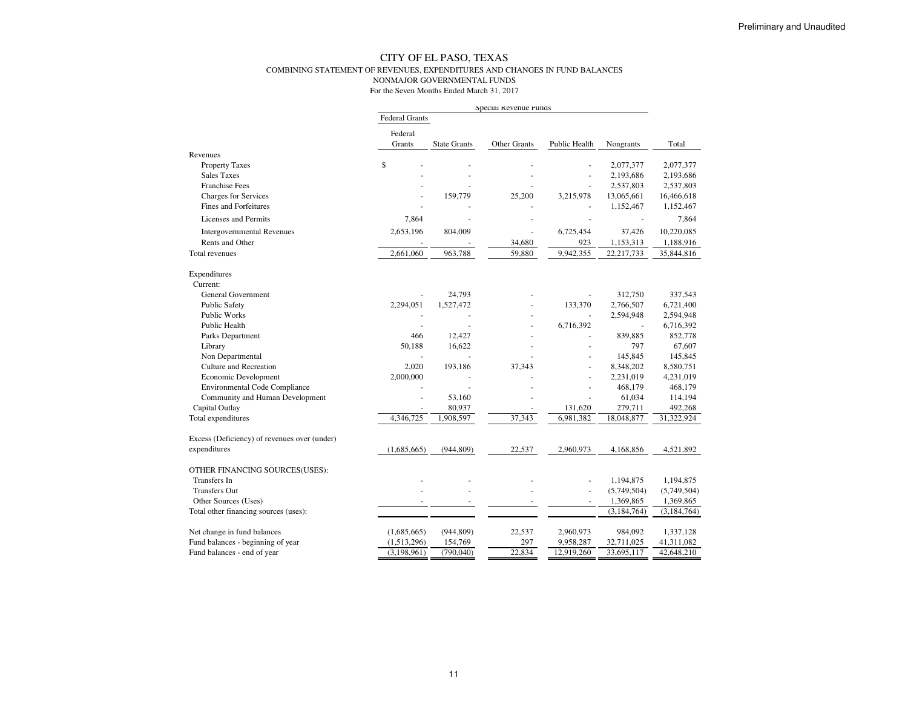Preliminary and Unaudited

# CITY OF EL PASO, TEXAS

## COMBINING STATEMENT OF REVENUES, EXPENDITURES AND CHANGES IN FUND BALANCES

### NONMAJOR GOVERNMENTAL FUNDS

For the Seven Months Ended March 31, 2017

| | Special Revenue Funds | | | | | |
|---|---|---|---|---|---|---|
| | Federal Grants | | | | | |
| | Federal Grants | State Grants | Other Grants | Public Health | Nongrants | Total |
| **Revenues** | | | | | | |
| Property Taxes | $ - | - | - | - | 2,077,377 | 2,077,377 |
| Sales Taxes | - | - | - | - | 2,193,686 | 2,193,686 |
| Franchise Fees | - | - | - | - | 2,537,803 | 2,537,803 |
| Charges for Services | - | 159,779 | 25,200 | 3,215,978 | 13,065,661 | 16,466,618 |
| Fines and Forfeitures | - | - | - | - | 1,152,467 | 1,152,467 |
| Licenses and Permits | 7,864 | - | - | - | - | 7,864 |
| Intergovernmental Revenues | 2,653,196 | 804,009 | - | 6,725,454 | 37,426 | 10,220,085 |
| Rents and Other | - | - | 34,680 | 923 | 1,153,313 | 1,188,916 |
| Total revenues | 2,661,060 | 963,788 | 59,880 | 9,942,355 | 22,217,733 | 35,844,816 |
| **Expenditures** | | | | | | |
| Current: | | | | | | |
| General Government | - | 24,793 | - | - | 312,750 | 337,543 |
| Public Safety | 2,294,051 | 1,527,472 | - | 133,370 | 2,766,507 | 6,721,400 |
| Public Works | - | - | - | - | 2,594,948 | 2,594,948 |
| Public Health | - | - | - | 6,716,392 | - | 6,716,392 |
| Parks Department | 466 | 12,427 | - | - | 839,885 | 852,778 |
| Library | 50,188 | 16,622 | - | - | 797 | 67,607 |
| Non Departmental | - | - | - | - | 145,845 | 145,845 |
| Culture and Recreation | 2,020 | 193,186 | 37,343 | - | 8,348,202 | 8,580,751 |
| Economic Development | 2,000,000 | - | - | - | 2,231,019 | 4,231,019 |
| Environmental Code Compliance | - | - | - | - | 468,179 | 468,179 |
| Community and Human Development | - | 53,160 | - | - | 61,034 | 114,194 |
| Capital Outlay | - | 80,937 | - | 131,620 | 279,711 | 492,268 |
| Total expenditures | 4,346,725 | 1,908,597 | 37,343 | 6,981,382 | 18,048,877 | 31,322,924 |
| Excess (Deficiency) of revenues over (under) expenditures | (1,685,665) | (944,809) | 22,537 | 2,960,973 | 4,168,856 | 4,521,892 |
| **OTHER FINANCING SOURCES(USES):** | | | | | | |
| Transfers In | - | - | - | - | 1,194,875 | 1,194,875 |
| Transfers Out | - | - | - | - | (5,749,504) | (5,749,504) |
| Other Sources (Uses) | - | - | - | - | 1,369,865 | 1,369,865 |
| Total other financing sources (uses): | | | | | (3,184,764) | (3,184,764) |
| Net change in fund balances | (1,685,665) | (944,809) | 22,537 | 2,960,973 | 984,092 | 1,337,128 |
| Fund balances - beginning of year | (1,513,296) | 154,769 | 297 | 9,958,287 | 32,711,025 | 41,311,082 |
| Fund balances - end of year | (3,198,961) | (790,040) | 22,834 | 12,919,260 | 33,695,117 | 42,648,210 |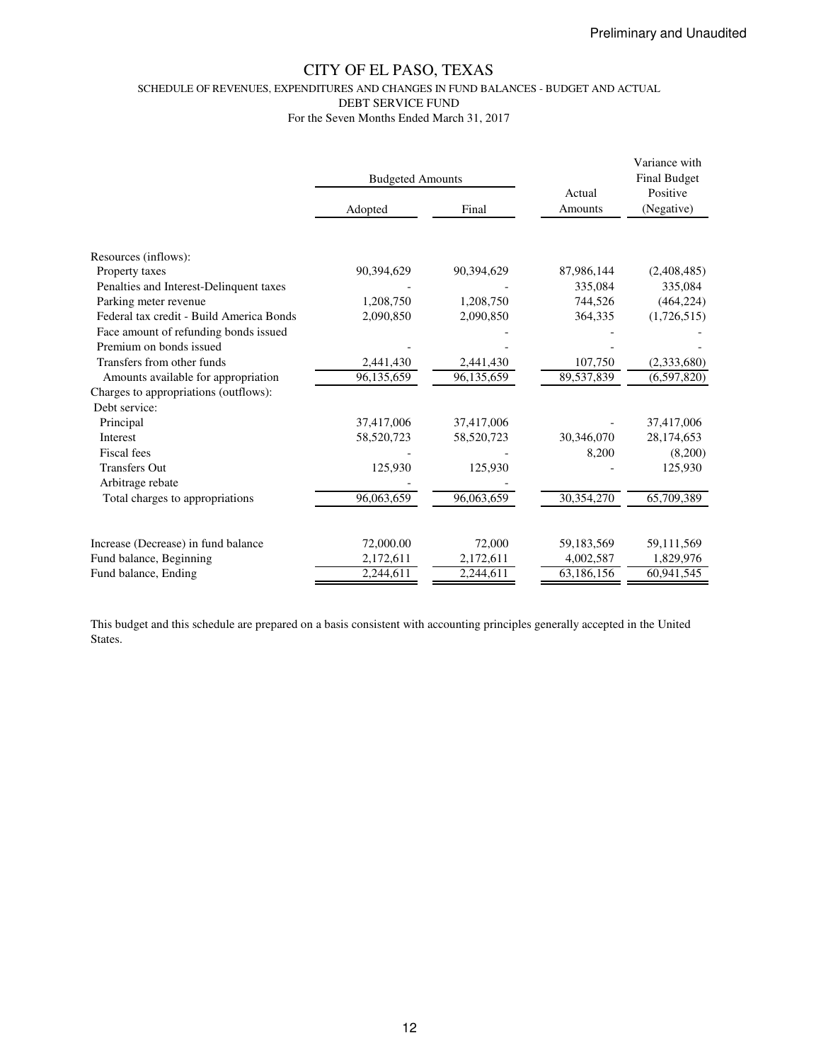Preliminary and Unaudited

# CITY OF EL PASO, TEXAS

## SCHEDULE OF REVENUES, EXPENDITURES AND CHANGES IN FUND BALANCES - BUDGET AND ACTUAL

### DEBT SERVICE FUND

For the Seven Months Ended March 31, 2017

| | Budgeted Amounts | | Actual Amounts | Variance with Final Budget Positive (Negative) |
|---|---|---|---|---|
| | Adopted | Final | | |
| Resources (inflows): | | | | |
| Property taxes | 90,394,629 | 90,394,629 | 87,986,144 | (2,408,485) |
| Penalties and Interest-Delinquent taxes | - | - | 335,084 | 335,084 |
| Parking meter revenue | 1,208,750 | 1,208,750 | 744,526 | (464,224) |
| Federal tax credit - Build America Bonds | 2,090,850 | 2,090,850 | 364,335 | (1,726,515) |
| Face amount of refunding bonds issued | | - | - | - |
| Premium on bonds issued | - | - | - | - |
| Transfers from other funds | 2,441,430 | 2,441,430 | 107,750 | (2,333,680) |
| Amounts available for appropriation | 96,135,659 | 96,135,659 | 89,537,839 | (6,597,820) |
| Charges to appropriations (outflows): | | | | |
| Debt service: | | | | |
| Principal | 37,417,006 | 37,417,006 | - | 37,417,006 |
| Interest | 58,520,723 | 58,520,723 | 30,346,070 | 28,174,653 |
| Fiscal fees | - | - | 8,200 | (8,200) |
| Transfers Out | 125,930 | 125,930 | - | 125,930 |
| Arbitrage rebate | - | - | | |
| Total charges to appropriations | 96,063,659 | 96,063,659 | 30,354,270 | 65,709,389 |
| | | | | |
| Increase (Decrease) in fund balance | 72,000.00 | 72,000 | 59,183,569 | 59,111,569 |
| Fund balance, Beginning | 2,172,611 | 2,172,611 | 4,002,587 | 1,829,976 |
| Fund balance, Ending | 2,244,611 | 2,244,611 | 63,186,156 | 60,941,545 |

This budget and this schedule are prepared on a basis consistent with accounting principles generally accepted in the United States.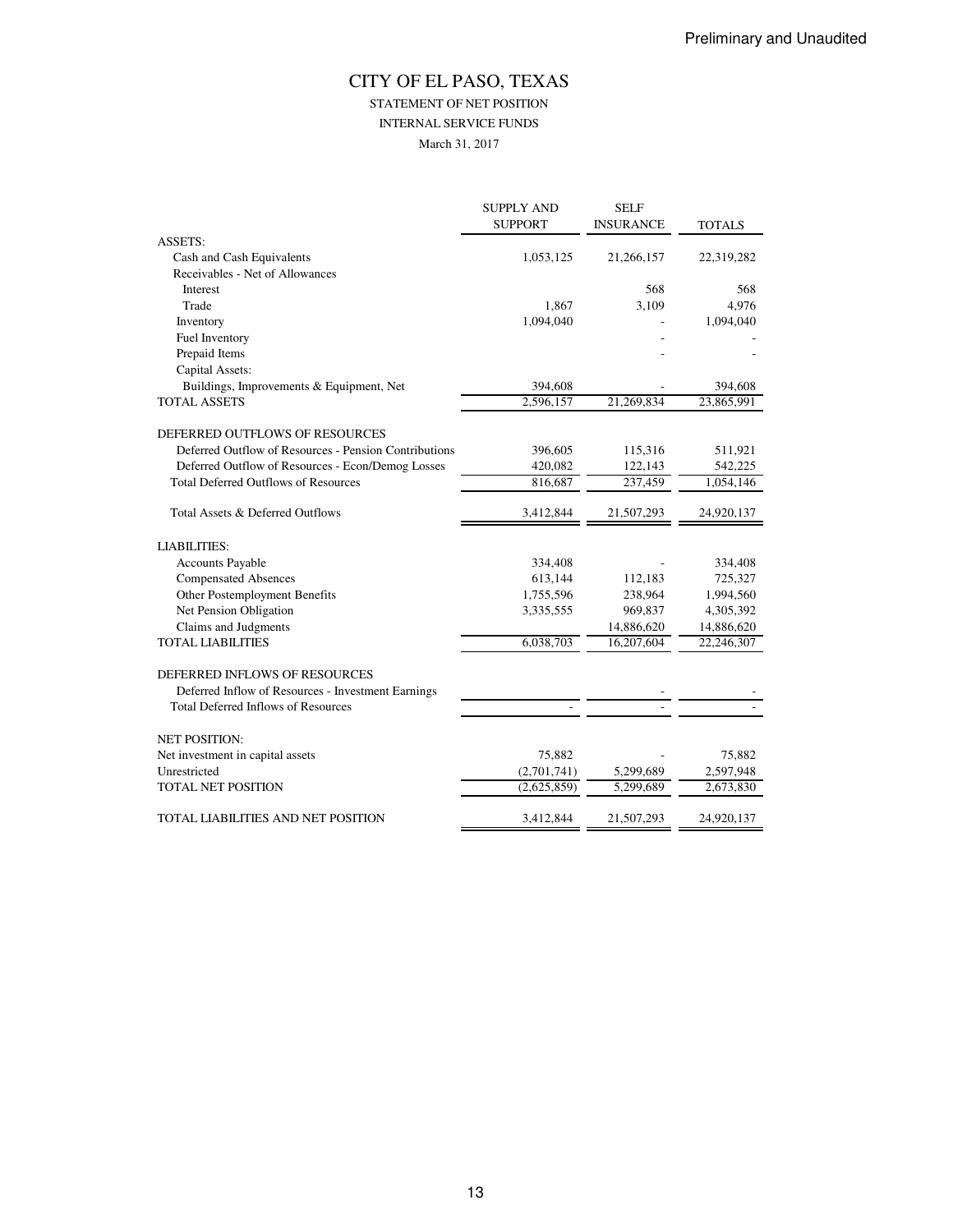Preliminary and Unaudited

# CITY OF EL PASO, TEXAS

## STATEMENT OF NET POSITION

### INTERNAL SERVICE FUNDS

March 31, 2017

| | SUPPLY AND SUPPORT | SELF INSURANCE | TOTALS |
|---|---|---|---|
| ASSETS: | | | |
| Cash and Cash Equivalents | 1,053,125 | 21,266,157 | 22,319,282 |
| Receivables - Net of Allowances | | | |
| Interest | | 568 | 568 |
| Trade | 1,867 | 3,109 | 4,976 |
| Inventory | 1,094,040 | - | 1,094,040 |
| Fuel Inventory | | - | - |
| Prepaid Items | | - | - |
| Capital Assets: | | | |
| Buildings, Improvements & Equipment, Net | 394,608 | - | 394,608 |
| TOTAL ASSETS | 2,596,157 | 21,269,834 | 23,865,991 |
| | | | |
| DEFERRED OUTFLOWS OF RESOURCES | | | |
| Deferred Outflow of Resources - Pension Contributions | 396,605 | 115,316 | 511,921 |
| Deferred Outflow of Resources - Econ/Demog Losses | 420,082 | 122,143 | 542,225 |
| Total Deferred Outflows of Resources | 816,687 | 237,459 | 1,054,146 |
| | | | |
| Total Assets & Deferred Outflows | 3,412,844 | 21,507,293 | 24,920,137 |
| | | | |
| LIABILITIES: | | | |
| Accounts Payable | 334,408 | - | 334,408 |
| Compensated Absences | 613,144 | 112,183 | 725,327 |
| Other Postemployment Benefits | 1,755,596 | 238,964 | 1,994,560 |
| Net Pension Obligation | 3,335,555 | 969,837 | 4,305,392 |
| Claims and Judgments | | 14,886,620 | 14,886,620 |
| TOTAL LIABILITIES | 6,038,703 | 16,207,604 | 22,246,307 |
| | | | |
| DEFERRED INFLOWS OF RESOURCES | | | |
| Deferred Inflow of Resources - Investment Earnings | | - | - |
| Total Deferred Inflows of Resources | - | - | - |
| | | | |
| NET POSITION: | | | |
| Net investment in capital assets | 75,882 | - | 75,882 |
| Unrestricted | (2,701,741) | 5,299,689 | 2,597,948 |
| TOTAL NET POSITION | (2,625,859) | 5,299,689 | 2,673,830 |
| | | | |
| TOTAL LIABILITIES AND NET POSITION | 3,412,844 | 21,507,293 | 24,920,137 |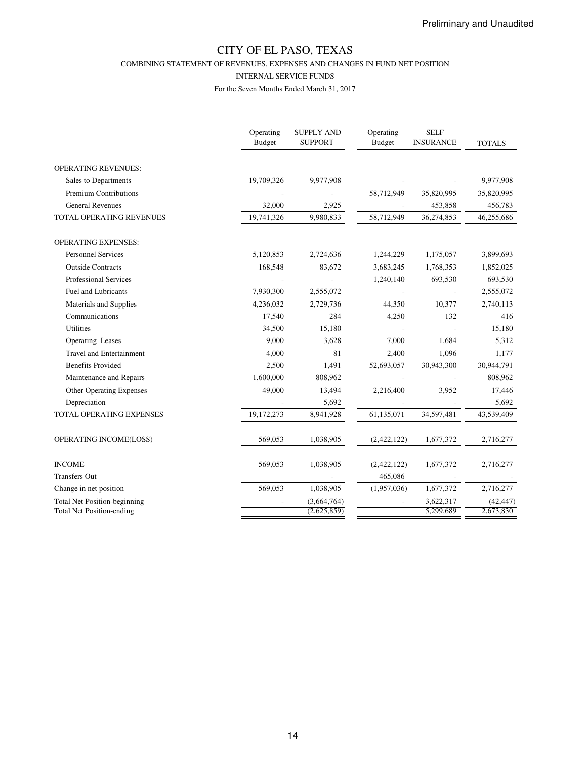Preliminary and Unaudited

# CITY OF EL PASO, TEXAS

COMBINING STATEMENT OF REVENUES, EXPENSES AND CHANGES IN FUND NET POSITION

INTERNAL SERVICE FUNDS

For the Seven Months Ended March 31, 2017

| | Operating Budget | SUPPLY AND SUPPORT | Operating Budget | SELF INSURANCE | TOTALS |
|---|---|---|---|---|---|
| OPERATING REVENUES: | | | | | |
| Sales to Departments | 19,709,326 | 9,977,908 | - | - | 9,977,908 |
| Premium Contributions | - | - | 58,712,949 | 35,820,995 | 35,820,995 |
| General Revenues | 32,000 | 2,925 | - | 453,858 | 456,783 |
| TOTAL OPERATING REVENUES | 19,741,326 | 9,980,833 | 58,712,949 | 36,274,853 | 46,255,686 |
| OPERATING EXPENSES: | | | | | |
| Personnel Services | 5,120,853 | 2,724,636 | 1,244,229 | 1,175,057 | 3,899,693 |
| Outside Contracts | 168,548 | 83,672 | 3,683,245 | 1,768,353 | 1,852,025 |
| Professional Services | - | - | 1,240,140 | 693,530 | 693,530 |
| Fuel and Lubricants | 7,930,300 | 2,555,072 | - | - | 2,555,072 |
| Materials and Supplies | 4,236,032 | 2,729,736 | 44,350 | 10,377 | 2,740,113 |
| Communications | 17,540 | 284 | 4,250 | 132 | 416 |
| Utilities | 34,500 | 15,180 | - | - | 15,180 |
| Operating Leases | 9,000 | 3,628 | 7,000 | 1,684 | 5,312 |
| Travel and Entertainment | 4,000 | 81 | 2,400 | 1,096 | 1,177 |
| Benefits Provided | 2,500 | 1,491 | 52,693,057 | 30,943,300 | 30,944,791 |
| Maintenance and Repairs | 1,600,000 | 808,962 | - | - | 808,962 |
| Other Operating Expenses | 49,000 | 13,494 | 2,216,400 | 3,952 | 17,446 |
| Depreciation | - | 5,692 | - | - | 5,692 |
| TOTAL OPERATING EXPENSES | 19,172,273 | 8,941,928 | 61,135,071 | 34,597,481 | 43,539,409 |
| OPERATING INCOME(LOSS) | 569,053 | 1,038,905 | (2,422,122) | 1,677,372 | 2,716,277 |
| INCOME | 569,053 | 1,038,905 | (2,422,122) | 1,677,372 | 2,716,277 |
| Transfers Out | | - | 465,086 | - | - |
| Change in net position | 569,053 | 1,038,905 | (1,957,036) | 1,677,372 | 2,716,277 |
| Total Net Position-beginning | - | (3,664,764) | - | 3,622,317 | (42,447) |
| Total Net Position-ending | | (2,625,859) | | 5,299,689 | 2,673,830 |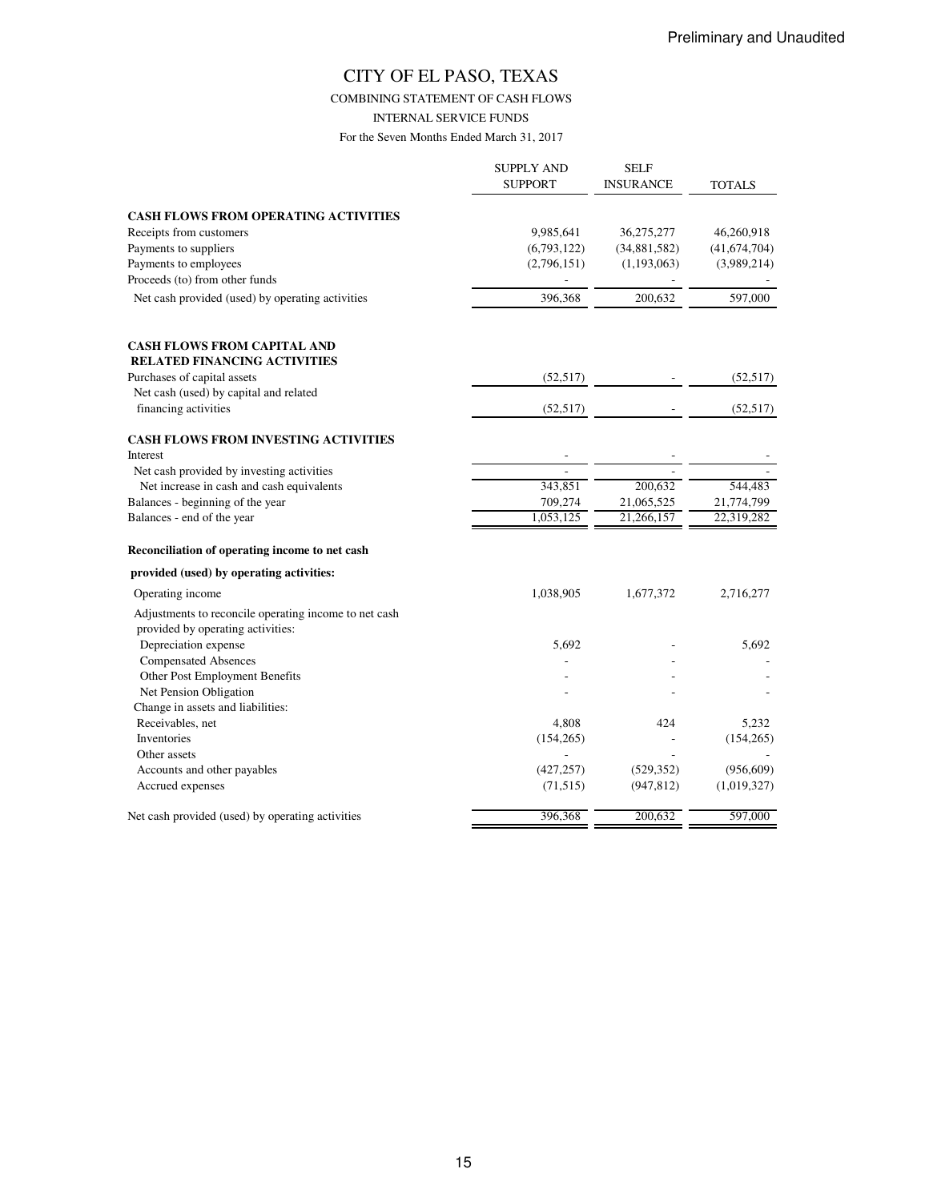Preliminary and Unaudited

# CITY OF EL PASO, TEXAS

COMBINING STATEMENT OF CASH FLOWS

INTERNAL SERVICE FUNDS

For the Seven Months Ended March 31, 2017

| | SUPPLY AND SUPPORT | SELF INSURANCE | TOTALS |
|---|---|---|---|
| **CASH FLOWS FROM OPERATING ACTIVITIES** | | | |
| Receipts from customers | 9,985,641 | 36,275,277 | 46,260,918 |
| Payments to suppliers | (6,793,122) | (34,881,582) | (41,674,704) |
| Payments to employees | (2,796,151) | (1,193,063) | (3,989,214) |
| Proceeds (to) from other funds | - | - | - |
| Net cash provided (used) by operating activities | 396,368 | 200,632 | 597,000 |
| **CASH FLOWS FROM CAPITAL AND RELATED FINANCING ACTIVITIES** | | | |
| Purchases of capital assets | (52,517) | - | (52,517) |
| Net cash (used) by capital and related financing activities | (52,517) | - | (52,517) |
| **CASH FLOWS FROM INVESTING ACTIVITIES** | | | |
| Interest | - | - | - |
| Net cash provided by investing activities | - | - | - |
| Net increase in cash and cash equivalents | 343,851 | 200,632 | 544,483 |
| Balances - beginning of the year | 709,274 | 21,065,525 | 21,774,799 |
| Balances - end of the year | 1,053,125 | 21,266,157 | 22,319,282 |
| **Reconciliation of operating income to net cash provided (used) by operating activities:** | | | |
| Operating income | 1,038,905 | 1,677,372 | 2,716,277 |
| Adjustments to reconcile operating income to net cash provided by operating activities: | | | |
| Depreciation expense | 5,692 | - | 5,692 |
| Compensated Absences | - | - | - |
| Other Post Employment Benefits | - | - | - |
| Net Pension Obligation | - | - | - |
| Change in assets and liabilities: | | | |
| Receivables, net | 4,808 | 424 | 5,232 |
| Inventories | (154,265) | - | (154,265) |
| Other assets | - | - | - |
| Accounts and other payables | (427,257) | (529,352) | (956,609) |
| Accrued expenses | (71,515) | (947,812) | (1,019,327) |
| Net cash provided (used) by operating activities | 396,368 | 200,632 | 597,000 |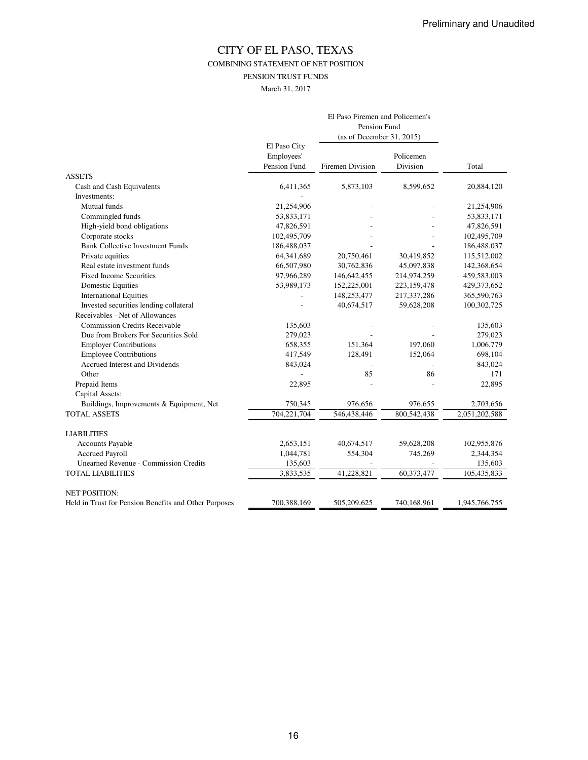Preliminary and Unaudited

# CITY OF EL PASO, TEXAS

COMBINING STATEMENT OF NET POSITION

PENSION TRUST FUNDS

March 31, 2017

| | El Paso City Employees' Pension Fund | El Paso Firemen and Policemen's Pension Fund (as of December 31, 2015) | | Total |
|---|---|---|---|---|
| | | Firemen Division | Policemen Division | |
| **ASSETS** | | | | |
| Cash and Cash Equivalents | 6,411,365 | 5,873,103 | 8,599,652 | 20,884,120 |
| Investments: | - | | | |
| Mutual funds | 21,254,906 | - | - | 21,254,906 |
| Commingled funds | 53,833,171 | - | - | 53,833,171 |
| High-yield bond obligations | 47,826,591 | - | - | 47,826,591 |
| Corporate stocks | 102,495,709 | - | - | 102,495,709 |
| Bank Collective Investment Funds | 186,488,037 | - | - | 186,488,037 |
| Private equities | 64,341,689 | 20,750,461 | 30,419,852 | 115,512,002 |
| Real estate investment funds | 66,507,980 | 30,762,836 | 45,097,838 | 142,368,654 |
| Fixed Income Securities | 97,966,289 | 146,642,455 | 214,974,259 | 459,583,003 |
| Domestic Equities | 53,989,173 | 152,225,001 | 223,159,478 | 429,373,652 |
| International Equities | - | 148,253,477 | 217,337,286 | 365,590,763 |
| Invested securities lending collateral | - | 40,674,517 | 59,628,208 | 100,302,725 |
| Receivables - Net of Allowances | | | | |
| Commission Credits Receivable | 135,603 | - | - | 135,603 |
| Due from Brokers For Securities Sold | 279,023 | - | - | 279,023 |
| Employer Contributions | 658,355 | 151,364 | 197,060 | 1,006,779 |
| Employee Contributions | 417,549 | 128,491 | 152,064 | 698,104 |
| Accrued Interest and Dividends | 843,024 | - | - | 843,024 |
| Other | - | 85 | 86 | 171 |
| Prepaid Items | 22,895 | - | - | 22,895 |
| Capital Assets: | | | | |
| Buildings, Improvements & Equipment, Net | 750,345 | 976,656 | 976,655 | 2,703,656 |
| **TOTAL ASSETS** | 704,221,704 | 546,438,446 | 800,542,438 | 2,051,202,588 |
| | | | | |
| **LIABILITIES** | | | | |
| Accounts Payable | 2,653,151 | 40,674,517 | 59,628,208 | 102,955,876 |
| Accrued Payroll | 1,044,781 | 554,304 | 745,269 | 2,344,354 |
| Unearned Revenue - Commission Credits | 135,603 | - | - | 135,603 |
| **TOTAL LIABILITIES** | 3,833,535 | 41,228,821 | 60,373,477 | 105,435,833 |
| | | | | |
| **NET POSITION:** | | | | |
| Held in Trust for Pension Benefits and Other Purposes | 700,388,169 | 505,209,625 | 740,168,961 | 1,945,766,755 |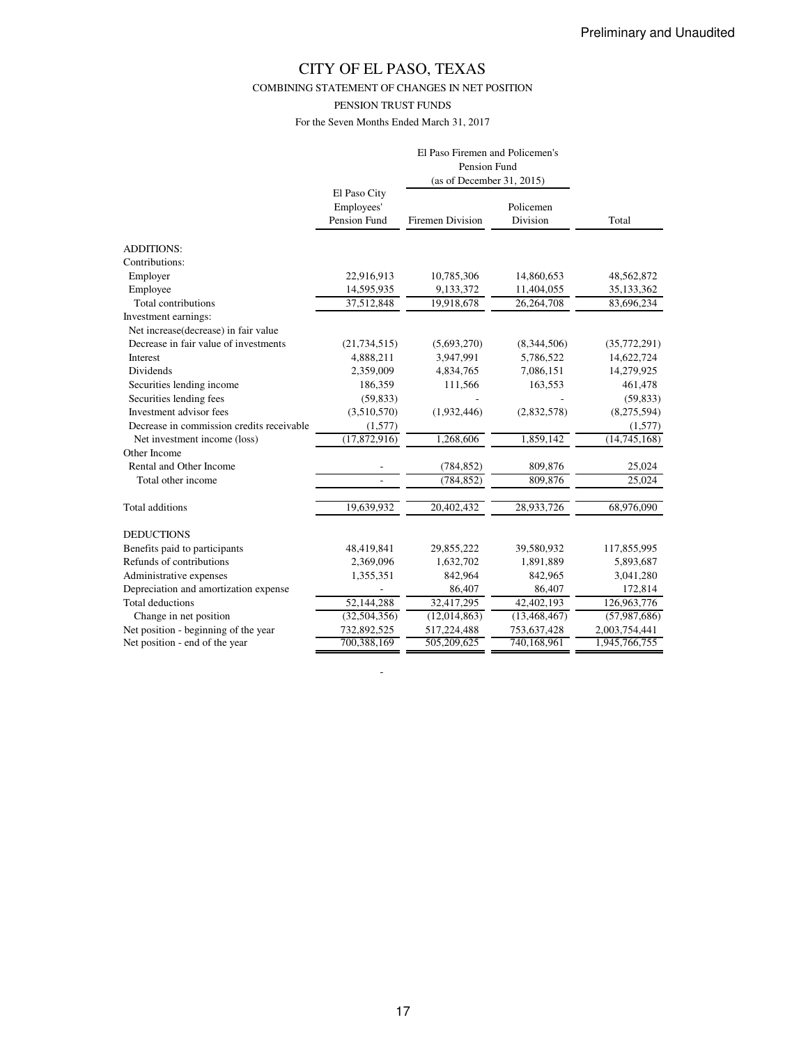Preliminary and Unaudited

# CITY OF EL PASO, TEXAS

COMBINING STATEMENT OF CHANGES IN NET POSITION

PENSION TRUST FUNDS

For the Seven Months Ended March 31, 2017

| | | El Paso Firemen and Policemen's Pension Fund (as of December 31, 2015) | | |
|---|---|---|---|---|
| | El Paso City Employees' Pension Fund | Firemen Division | Policemen Division | Total |
| ADDITIONS: | | | | |
| Contributions: | | | | |
| Employer | 22,916,913 | 10,785,306 | 14,860,653 | 48,562,872 |
| Employee | 14,595,935 | 9,133,372 | 11,404,055 | 35,133,362 |
| Total contributions | 37,512,848 | 19,918,678 | 26,264,708 | 83,696,234 |
| Investment earnings: | | | | |
| Net increase(decrease) in fair value | | | | |
| Decrease in fair value of investments | (21,734,515) | (5,693,270) | (8,344,506) | (35,772,291) |
| Interest | 4,888,211 | 3,947,991 | 5,786,522 | 14,622,724 |
| Dividends | 2,359,009 | 4,834,765 | 7,086,151 | 14,279,925 |
| Securities lending income | 186,359 | 111,566 | 163,553 | 461,478 |
| Securities lending fees | (59,833) | - | - | (59,833) |
| Investment advisor fees | (3,510,570) | (1,932,446) | (2,832,578) | (8,275,594) |
| Decrease in commission credits receivable | (1,577) | | | (1,577) |
| Net investment income (loss) | (17,872,916) | 1,268,606 | 1,859,142 | (14,745,168) |
| Other Income | | | | |
| Rental and Other Income | - | (784,852) | 809,876 | 25,024 |
| Total other income | - | (784,852) | 809,876 | 25,024 |
| Total additions | 19,639,932 | 20,402,432 | 28,933,726 | 68,976,090 |
| DEDUCTIONS | | | | |
| Benefits paid to participants | 48,419,841 | 29,855,222 | 39,580,932 | 117,855,995 |
| Refunds of contributions | 2,369,096 | 1,632,702 | 1,891,889 | 5,893,687 |
| Administrative expenses | 1,355,351 | 842,964 | 842,965 | 3,041,280 |
| Depreciation and amortization expense | - | 86,407 | 86,407 | 172,814 |
| Total deductions | 52,144,288 | 32,417,295 | 42,402,193 | 126,963,776 |
| Change in net position | (32,504,356) | (12,014,863) | (13,468,467) | (57,987,686) |
| Net position - beginning of the year | 732,892,525 | 517,224,488 | 753,637,428 | 2,003,754,441 |
| Net position - end of the year | 700,388,169 | 505,209,625 | 740,168,961 | 1,945,766,755 |

-